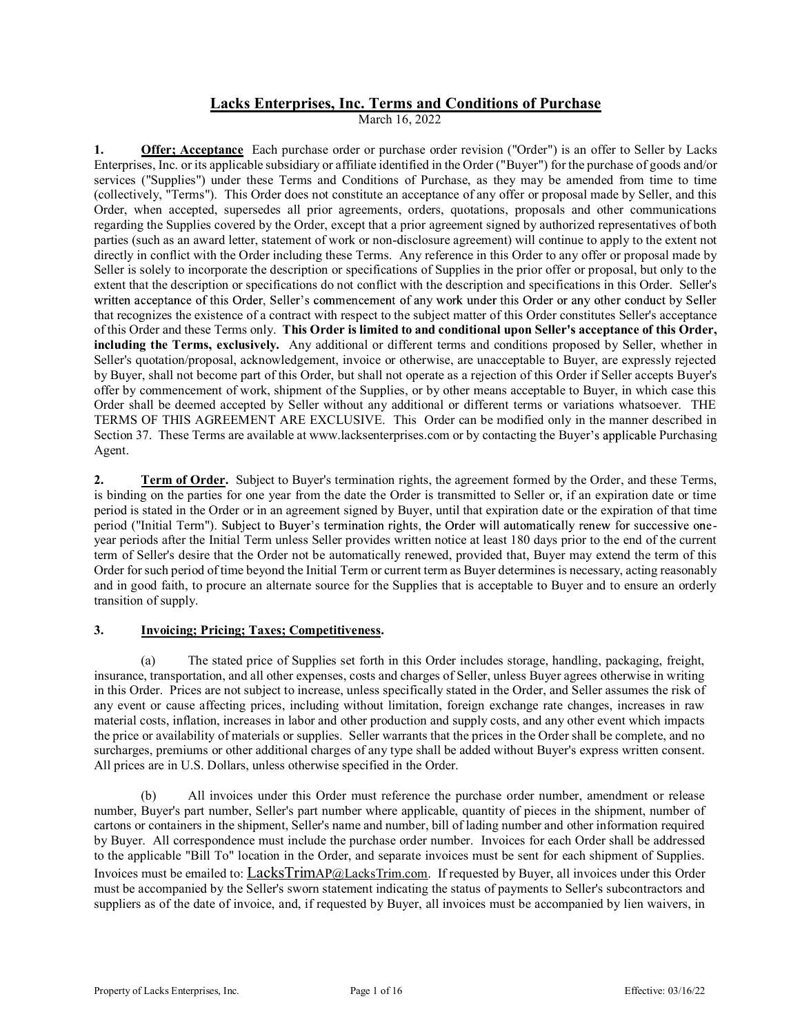# Lacks Enterprises, Inc. Terms and Conditions of Purchase

March 16, 2022

**1. Offer; Acceptance** Each purchase order or purchase order revision ("Order") is an offer to Seller by Lacks Enterprises, Inc. or its applicable subsidiary or affiliate identified in the Order ("Buyer") for the purchase of goods and/or services ("Supplies") under these Terms and Conditions of Purchase, as they may be amended from time to time (collectively, "Terms"). This Order does not constitute an acceptance of any offer or proposal made by Seller, and this Order, when accepted, supersedes all prior agreements, orders, quotations, proposals and other communications regarding the Supplies covered by the Order, except that a prior agreement signed by authorized representatives of both parties (such as an award letter, statement of work or non-disclosure agreement) will continue to apply to the extent not directly in conflict with the Order including these Terms. Any reference in this Order to any offer or proposal made by Seller is solely to incorporate the description or specifications of Supplies in the prior offer or proposal, but only to the extent that the description or specifications do not conflict with the description and specifications in this Order. Seller's written acceptance of this Order, Seller's commencement of any work under this Order or any other conduct by Seller that recognizes the existence of a contract with respect to the subject matter of this Order constitutes Seller's acceptance of this Order and these Terms only. **This Order is limited to and conditional upon Seller's acceptance of this Order, including the Terms, exclusively.** Any additional or different terms and conditions proposed by Seller, whether in Seller's quotation/proposal, acknowledgement, invoice or otherwise, are unacceptable to Buyer, are expressly rejected by Buyer, shall not become part of this Order, but shall not operate as a rejection of this Order if Seller accepts Buyer's offer by commencement of work, shipment of the Supplies, or by other means acceptable to Buyer, in which case this Order shall be deemed accepted by Seller without any additional or different terms or variations whatsoever. THE TERMS OF THIS AGREEMENT ARE EXCLUSIVE. This Order can be modified only in the manner described in Section 37. These Terms are available at www.lacksenterprises.com or by contacting the Buyer's applicable Purchasing Agent.

**2. Term of Order.** Subject to Buyer's termination rights, the agreement formed by the Order, and these Terms, is binding on the parties for one year from the date the Order is transmitted to Seller or, if an expiration date or time period is stated in the Order or in an agreement signed by Buyer, until that expiration date or the expiration of that time period ("Initial Term"). Subject to Buyer's termination rights, the Order will automatically renew for successive one-year periods after the Initial Term unless Seller provides written notice at least 180 days prior to the end of the current term of Seller's desire that the Order not be automatically renewed, provided that, Buyer may extend the term of this Order for such period of time beyond the Initial Term or current term as Buyer determines is necessary, acting reasonably and in good faith, to procure an alternate source for the Supplies that is acceptable to Buyer and to ensure an orderly transition of supply.

**3. Invoicing; Pricing; Taxes; Competitiveness.**

(a) The stated price of Supplies set forth in this Order includes storage, handling, packaging, freight, insurance, transportation, and all other expenses, costs and charges of Seller, unless Buyer agrees otherwise in writing in this Order. Prices are not subject to increase, unless specifically stated in the Order, and Seller assumes the risk of any event or cause affecting prices, including without limitation, foreign exchange rate changes, increases in raw material costs, inflation, increases in labor and other production and supply costs, and any other event which impacts the price or availability of materials or supplies. Seller warrants that the prices in the Order shall be complete, and no surcharges, premiums or other additional charges of any type shall be added without Buyer's express written consent. All prices are in U.S. Dollars, unless otherwise specified in the Order.

(b) All invoices under this Order must reference the purchase order number, amendment or release number, Buyer's part number, Seller's part number where applicable, quantity of pieces in the shipment, number of cartons or containers in the shipment, Seller's name and number, bill of lading number and other information required by Buyer. All correspondence must include the purchase order number. Invoices for each Order shall be addressed to the applicable "Bill To" location in the Order, and separate invoices must be sent for each shipment of Supplies. Invoices must be emailed to: LacksTrimAP@LacksTrim.com. If requested by Buyer, all invoices under this Order must be accompanied by the Seller's sworn statement indicating the status of payments to Seller's subcontractors and suppliers as of the date of invoice, and, if requested by Buyer, all invoices must be accompanied by lien waivers, in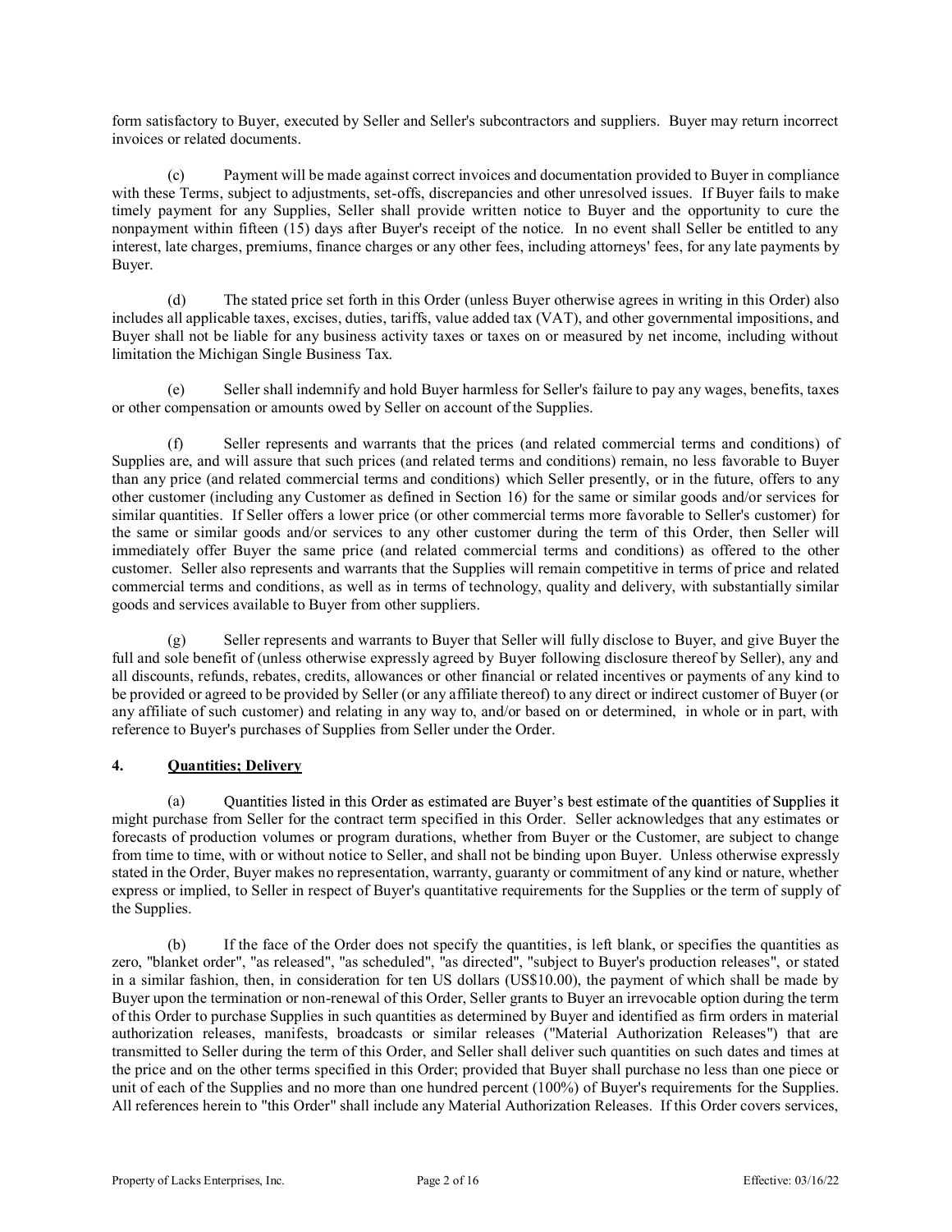form satisfactory to Buyer, executed by Seller and Seller's subcontractors and suppliers. Buyer may return incorrect invoices or related documents.

(c) Payment will be made against correct invoices and documentation provided to Buyer in compliance with these Terms, subject to adjustments, set-offs, discrepancies and other unresolved issues. If Buyer fails to make timely payment for any Supplies, Seller shall provide written notice to Buyer and the opportunity to cure the nonpayment within fifteen (15) days after Buyer's receipt of the notice. In no event shall Seller be entitled to any interest, late charges, premiums, finance charges or any other fees, including attorneys' fees, for any late payments by Buyer.

(d) The stated price set forth in this Order (unless Buyer otherwise agrees in writing in this Order) also includes all applicable taxes, excises, duties, tariffs, value added tax (VAT), and other governmental impositions, and Buyer shall not be liable for any business activity taxes or taxes on or measured by net income, including without limitation the Michigan Single Business Tax.

(e) Seller shall indemnify and hold Buyer harmless for Seller's failure to pay any wages, benefits, taxes or other compensation or amounts owed by Seller on account of the Supplies.

(f) Seller represents and warrants that the prices (and related commercial terms and conditions) of Supplies are, and will assure that such prices (and related terms and conditions) remain, no less favorable to Buyer than any price (and related commercial terms and conditions) which Seller presently, or in the future, offers to any other customer (including any Customer as defined in Section 16) for the same or similar goods and/or services for similar quantities. If Seller offers a lower price (or other commercial terms more favorable to Seller's customer) for the same or similar goods and/or services to any other customer during the term of this Order, then Seller will immediately offer Buyer the same price (and related commercial terms and conditions) as offered to the other customer. Seller also represents and warrants that the Supplies will remain competitive in terms of price and related commercial terms and conditions, as well as in terms of technology, quality and delivery, with substantially similar goods and services available to Buyer from other suppliers.

(g) Seller represents and warrants to Buyer that Seller will fully disclose to Buyer, and give Buyer the full and sole benefit of (unless otherwise expressly agreed by Buyer following disclosure thereof by Seller), any and all discounts, refunds, rebates, credits, allowances or other financial or related incentives or payments of any kind to be provided or agreed to be provided by Seller (or any affiliate thereof) to any direct or indirect customer of Buyer (or any affiliate of such customer) and relating in any way to, and/or based on or determined, in whole or in part, with reference to Buyer's purchases of Supplies from Seller under the Order.

## 4. Quantities; Delivery

(a) Quantities listed in this Order as estimated are Buyer's best estimate of the quantities of Supplies it might purchase from Seller for the contract term specified in this Order. Seller acknowledges that any estimates or forecasts of production volumes or program durations, whether from Buyer or the Customer, are subject to change from time to time, with or without notice to Seller, and shall not be binding upon Buyer. Unless otherwise expressly stated in the Order, Buyer makes no representation, warranty, guaranty or commitment of any kind or nature, whether express or implied, to Seller in respect of Buyer's quantitative requirements for the Supplies or the term of supply of the Supplies.

(b) If the face of the Order does not specify the quantities, is left blank, or specifies the quantities as zero, "blanket order", "as released", "as scheduled", "as directed", "subject to Buyer's production releases", or stated in a similar fashion, then, in consideration for ten US dollars (US$10.00), the payment of which shall be made by Buyer upon the termination or non-renewal of this Order, Seller grants to Buyer an irrevocable option during the term of this Order to purchase Supplies in such quantities as determined by Buyer and identified as firm orders in material authorization releases, manifests, broadcasts or similar releases ("Material Authorization Releases") that are transmitted to Seller during the term of this Order, and Seller shall deliver such quantities on such dates and times at the price and on the other terms specified in this Order; provided that Buyer shall purchase no less than one piece or unit of each of the Supplies and no more than one hundred percent (100%) of Buyer's requirements for the Supplies. All references herein to "this Order" shall include any Material Authorization Releases. If this Order covers services,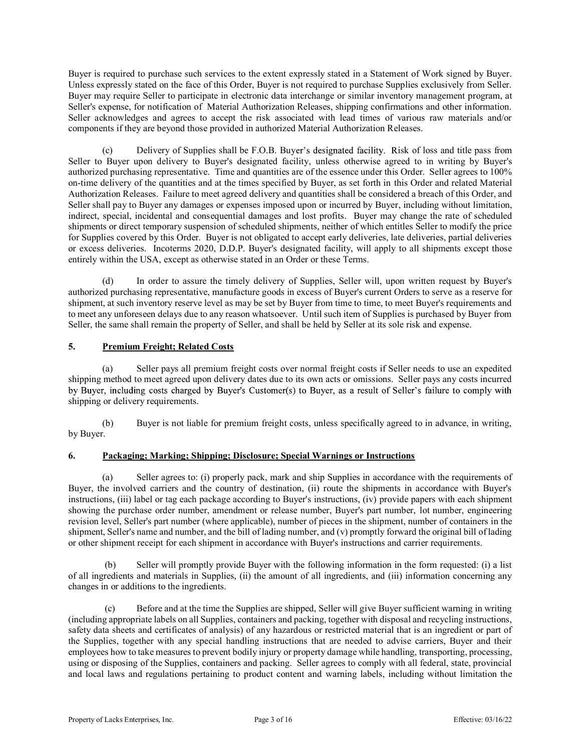Buyer is required to purchase such services to the extent expressly stated in a Statement of Work signed by Buyer. Unless expressly stated on the face of this Order, Buyer is not required to purchase Supplies exclusively from Seller. Buyer may require Seller to participate in electronic data interchange or similar inventory management program, at Seller's expense, for notification of Material Authorization Releases, shipping confirmations and other information. Seller acknowledges and agrees to accept the risk associated with lead times of various raw materials and/or components if they are beyond those provided in authorized Material Authorization Releases.

(c) Delivery of Supplies shall be F.O.B. Buyer's designated facility. Risk of loss and title pass from Seller to Buyer upon delivery to Buyer's designated facility, unless otherwise agreed to in writing by Buyer's authorized purchasing representative. Time and quantities are of the essence under this Order. Seller agrees to 100% on-time delivery of the quantities and at the times specified by Buyer, as set forth in this Order and related Material Authorization Releases. Failure to meet agreed delivery and quantities shall be considered a breach of this Order, and Seller shall pay to Buyer any damages or expenses imposed upon or incurred by Buyer, including without limitation, indirect, special, incidental and consequential damages and lost profits. Buyer may change the rate of scheduled shipments or direct temporary suspension of scheduled shipments, neither of which entitles Seller to modify the price for Supplies covered by this Order. Buyer is not obligated to accept early deliveries, late deliveries, partial deliveries or excess deliveries. Incoterms 2020, D.D.P. Buyer's designated facility, will apply to all shipments except those entirely within the USA, except as otherwise stated in an Order or these Terms.

(d) In order to assure the timely delivery of Supplies, Seller will, upon written request by Buyer's authorized purchasing representative, manufacture goods in excess of Buyer's current Orders to serve as a reserve for shipment, at such inventory reserve level as may be set by Buyer from time to time, to meet Buyer's requirements and to meet any unforeseen delays due to any reason whatsoever. Until such item of Supplies is purchased by Buyer from Seller, the same shall remain the property of Seller, and shall be held by Seller at its sole risk and expense.

## 5. Premium Freight; Related Costs

(a) Seller pays all premium freight costs over normal freight costs if Seller needs to use an expedited shipping method to meet agreed upon delivery dates due to its own acts or omissions. Seller pays any costs incurred by Buyer, including costs charged by Buyer's Customer(s) to Buyer, as a result of Seller's failure to comply with shipping or delivery requirements.

(b) Buyer is not liable for premium freight costs, unless specifically agreed to in advance, in writing, by Buyer.

## 6. Packaging; Marking; Shipping; Disclosure; Special Warnings or Instructions

(a) Seller agrees to: (i) properly pack, mark and ship Supplies in accordance with the requirements of Buyer, the involved carriers and the country of destination, (ii) route the shipments in accordance with Buyer's instructions, (iii) label or tag each package according to Buyer's instructions, (iv) provide papers with each shipment showing the purchase order number, amendment or release number, Buyer's part number, lot number, engineering revision level, Seller's part number (where applicable), number of pieces in the shipment, number of containers in the shipment, Seller's name and number, and the bill of lading number, and (v) promptly forward the original bill of lading or other shipment receipt for each shipment in accordance with Buyer's instructions and carrier requirements.

(b) Seller will promptly provide Buyer with the following information in the form requested: (i) a list of all ingredients and materials in Supplies, (ii) the amount of all ingredients, and (iii) information concerning any changes in or additions to the ingredients.

(c) Before and at the time the Supplies are shipped, Seller will give Buyer sufficient warning in writing (including appropriate labels on all Supplies, containers and packing, together with disposal and recycling instructions, safety data sheets and certificates of analysis) of any hazardous or restricted material that is an ingredient or part of the Supplies, together with any special handling instructions that are needed to advise carriers, Buyer and their employees how to take measures to prevent bodily injury or property damage while handling, transporting, processing, using or disposing of the Supplies, containers and packing. Seller agrees to comply with all federal, state, provincial and local laws and regulations pertaining to product content and warning labels, including without limitation the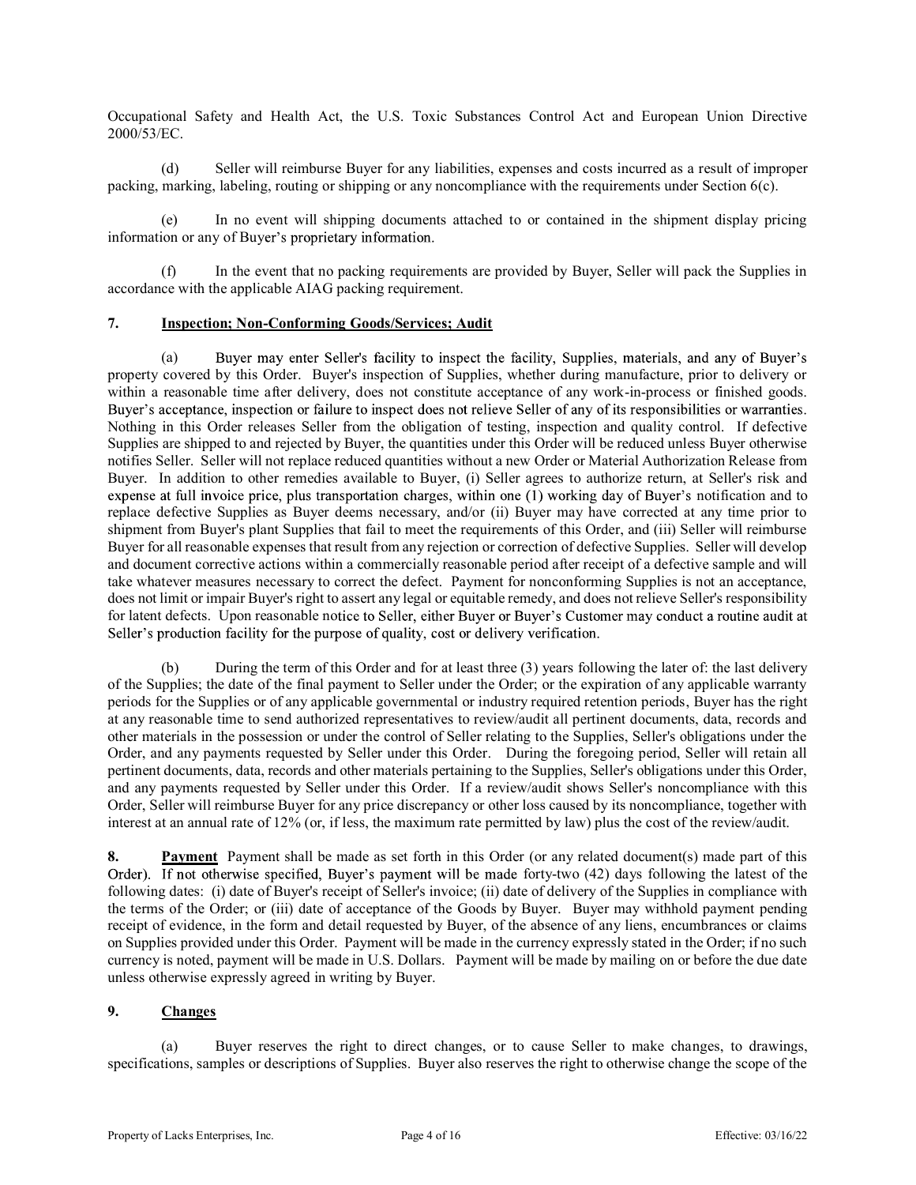Occupational Safety and Health Act, the U.S. Toxic Substances Control Act and European Union Directive 2000/53/EC.

(d) Seller will reimburse Buyer for any liabilities, expenses and costs incurred as a result of improper packing, marking, labeling, routing or shipping or any noncompliance with the requirements under Section 6(c).

(e) In no event will shipping documents attached to or contained in the shipment display pricing information or any of Buyer's proprietary information.

(f) In the event that no packing requirements are provided by Buyer, Seller will pack the Supplies in accordance with the applicable AIAG packing requirement.

## 7. Inspection; Non-Conforming Goods/Services; Audit

(a) Buyer may enter Seller's facility to inspect the facility, Supplies, materials, and any of Buyer's property covered by this Order. Buyer's inspection of Supplies, whether during manufacture, prior to delivery or within a reasonable time after delivery, does not constitute acceptance of any work-in-process or finished goods. Buyer's acceptance, inspection or failure to inspect does not relieve Seller of any of its responsibilities or warranties. Nothing in this Order releases Seller from the obligation of testing, inspection and quality control. If defective Supplies are shipped to and rejected by Buyer, the quantities under this Order will be reduced unless Buyer otherwise notifies Seller. Seller will not replace reduced quantities without a new Order or Material Authorization Release from Buyer. In addition to other remedies available to Buyer, (i) Seller agrees to authorize return, at Seller's risk and expense at full invoice price, plus transportation charges, within one (1) working day of Buyer's notification and to replace defective Supplies as Buyer deems necessary, and/or (ii) Buyer may have corrected at any time prior to shipment from Buyer's plant Supplies that fail to meet the requirements of this Order, and (iii) Seller will reimburse Buyer for all reasonable expenses that result from any rejection or correction of defective Supplies. Seller will develop and document corrective actions within a commercially reasonable period after receipt of a defective sample and will take whatever measures necessary to correct the defect. Payment for nonconforming Supplies is not an acceptance, does not limit or impair Buyer's right to assert any legal or equitable remedy, and does not relieve Seller's responsibility for latent defects. Upon reasonable notice to Seller, either Buyer or Buyer's Customer may conduct a routine audit at Seller's production facility for the purpose of quality, cost or delivery verification.

(b) During the term of this Order and for at least three (3) years following the later of: the last delivery of the Supplies; the date of the final payment to Seller under the Order; or the expiration of any applicable warranty periods for the Supplies or of any applicable governmental or industry required retention periods, Buyer has the right at any reasonable time to send authorized representatives to review/audit all pertinent documents, data, records and other materials in the possession or under the control of Seller relating to the Supplies, Seller's obligations under the Order, and any payments requested by Seller under this Order. During the foregoing period, Seller will retain all pertinent documents, data, records and other materials pertaining to the Supplies, Seller's obligations under this Order, and any payments requested by Seller under this Order. If a review/audit shows Seller's noncompliance with this Order, Seller will reimburse Buyer for any price discrepancy or other loss caused by its noncompliance, together with interest at an annual rate of 12% (or, if less, the maximum rate permitted by law) plus the cost of the review/audit.

**8. Payment** Payment shall be made as set forth in this Order (or any related document(s) made part of this Order). If not otherwise specified, Buyer's payment will be made forty-two (42) days following the latest of the following dates: (i) date of Buyer's receipt of Seller's invoice; (ii) date of delivery of the Supplies in compliance with the terms of the Order; or (iii) date of acceptance of the Goods by Buyer. Buyer may withhold payment pending receipt of evidence, in the form and detail requested by Buyer, of the absence of any liens, encumbrances or claims on Supplies provided under this Order. Payment will be made in the currency expressly stated in the Order; if no such currency is noted, payment will be made in U.S. Dollars. Payment will be made by mailing on or before the due date unless otherwise expressly agreed in writing by Buyer.

## 9. Changes

(a) Buyer reserves the right to direct changes, or to cause Seller to make changes, to drawings, specifications, samples or descriptions of Supplies. Buyer also reserves the right to otherwise change the scope of the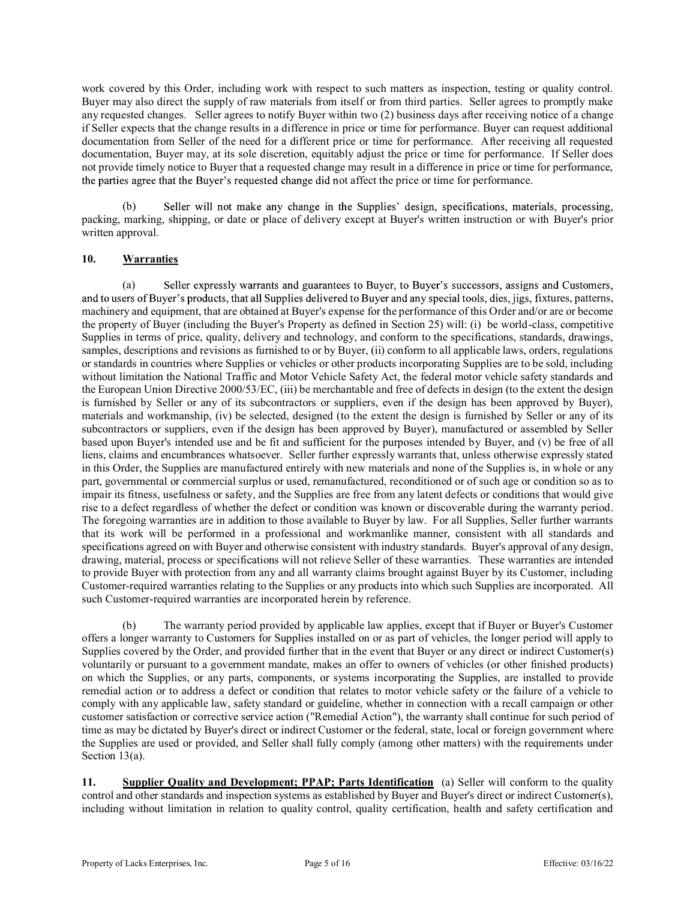work covered by this Order, including work with respect to such matters as inspection, testing or quality control. Buyer may also direct the supply of raw materials from itself or from third parties. Seller agrees to promptly make any requested changes. Seller agrees to notify Buyer within two (2) business days after receiving notice of a change if Seller expects that the change results in a difference in price or time for performance. Buyer can request additional documentation from Seller of the need for a different price or time for performance. After receiving all requested documentation, Buyer may, at its sole discretion, equitably adjust the price or time for performance. If Seller does not provide timely notice to Buyer that a requested change may result in a difference in price or time for performance, the parties agree that the Buyer's requested change did not affect the price or time for performance.

(b) Seller will not make any change in the Supplies' design, specifications, materials, processing, packing, marking, shipping, or date or place of delivery except at Buyer's written instruction or with Buyer's prior written approval.

## 10. Warranties

(a) Seller expressly warrants and guarantees to Buyer, to Buyer's successors, assigns and Customers, and to users of Buyer's products, that all Supplies delivered to Buyer and any special tools, dies, jigs, fixtures, patterns, machinery and equipment, that are obtained at Buyer's expense for the performance of this Order and/or are or become the property of Buyer (including the Buyer's Property as defined in Section 25) will: (i) be world-class, competitive Supplies in terms of price, quality, delivery and technology, and conform to the specifications, standards, drawings, samples, descriptions and revisions as furnished to or by Buyer, (ii) conform to all applicable laws, orders, regulations or standards in countries where Supplies or vehicles or other products incorporating Supplies are to be sold, including without limitation the National Traffic and Motor Vehicle Safety Act, the federal motor vehicle safety standards and the European Union Directive 2000/53/EC, (iii) be merchantable and free of defects in design (to the extent the design is furnished by Seller or any of its subcontractors or suppliers, even if the design has been approved by Buyer), materials and workmanship, (iv) be selected, designed (to the extent the design is furnished by Seller or any of its subcontractors or suppliers, even if the design has been approved by Buyer), manufactured or assembled by Seller based upon Buyer's intended use and be fit and sufficient for the purposes intended by Buyer, and (v) be free of all liens, claims and encumbrances whatsoever. Seller further expressly warrants that, unless otherwise expressly stated in this Order, the Supplies are manufactured entirely with new materials and none of the Supplies is, in whole or any part, governmental or commercial surplus or used, remanufactured, reconditioned or of such age or condition so as to impair its fitness, usefulness or safety, and the Supplies are free from any latent defects or conditions that would give rise to a defect regardless of whether the defect or condition was known or discoverable during the warranty period. The foregoing warranties are in addition to those available to Buyer by law. For all Supplies, Seller further warrants that its work will be performed in a professional and workmanlike manner, consistent with all standards and specifications agreed on with Buyer and otherwise consistent with industry standards. Buyer's approval of any design, drawing, material, process or specifications will not relieve Seller of these warranties. These warranties are intended to provide Buyer with protection from any and all warranty claims brought against Buyer by its Customer, including Customer-required warranties relating to the Supplies or any products into which such Supplies are incorporated. All such Customer-required warranties are incorporated herein by reference.

(b) The warranty period provided by applicable law applies, except that if Buyer or Buyer's Customer offers a longer warranty to Customers for Supplies installed on or as part of vehicles, the longer period will apply to Supplies covered by the Order, and provided further that in the event that Buyer or any direct or indirect Customer(s) voluntarily or pursuant to a government mandate, makes an offer to owners of vehicles (or other finished products) on which the Supplies, or any parts, components, or systems incorporating the Supplies, are installed to provide remedial action or to address a defect or condition that relates to motor vehicle safety or the failure of a vehicle to comply with any applicable law, safety standard or guideline, whether in connection with a recall campaign or other customer satisfaction or corrective service action ("Remedial Action"), the warranty shall continue for such period of time as may be dictated by Buyer's direct or indirect Customer or the federal, state, local or foreign government where the Supplies are used or provided, and Seller shall fully comply (among other matters) with the requirements under Section 13(a).

## 11. Supplier Quality and Development; PPAP; Parts Identification

(a) Seller will conform to the quality control and other standards and inspection systems as established by Buyer and Buyer's direct or indirect Customer(s), including without limitation in relation to quality control, quality certification, health and safety certification and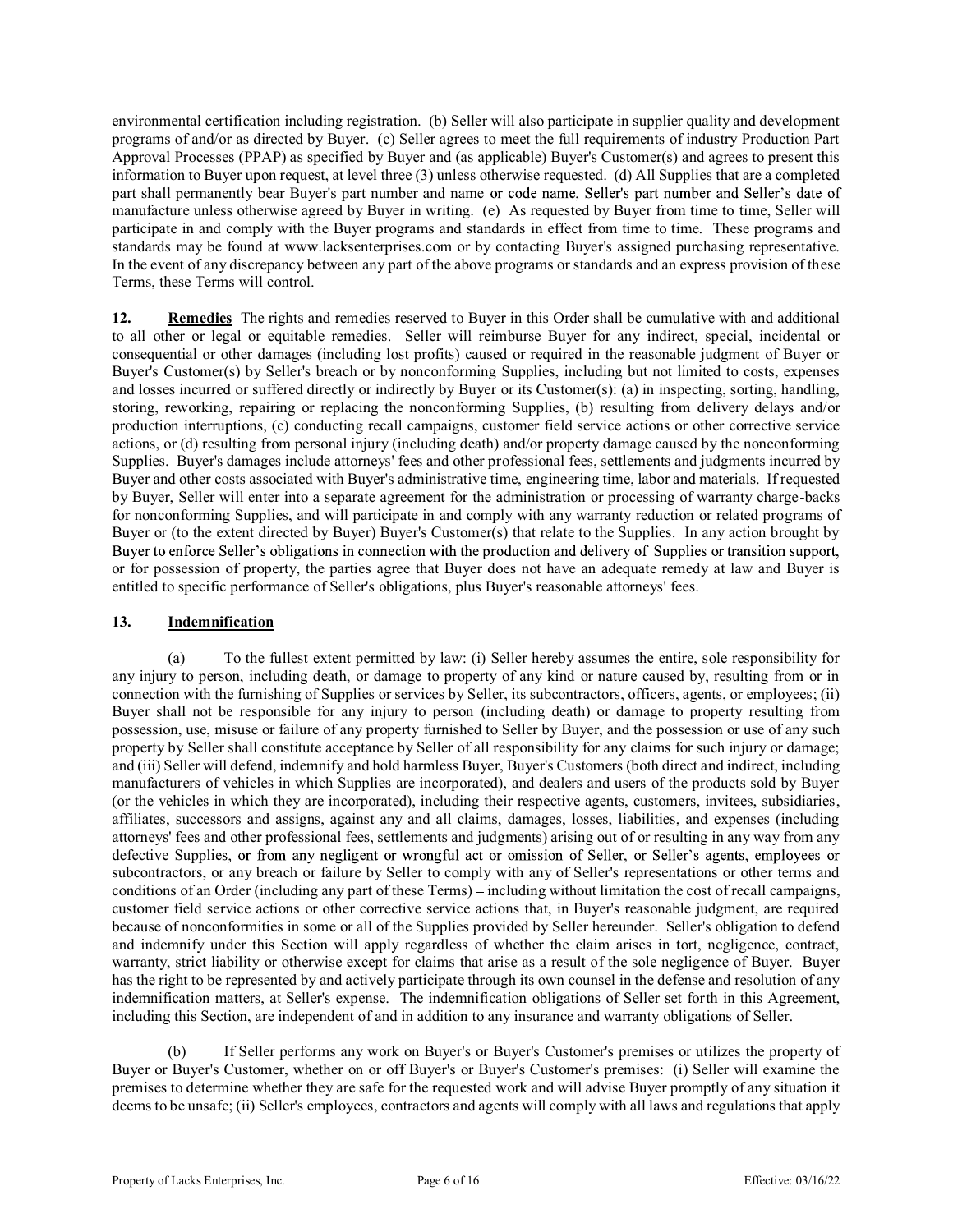environmental certification including registration. (b) Seller will also participate in supplier quality and development programs of and/or as directed by Buyer. (c) Seller agrees to meet the full requirements of industry Production Part Approval Processes (PPAP) as specified by Buyer and (as applicable) Buyer's Customer(s) and agrees to present this information to Buyer upon request, at level three (3) unless otherwise requested. (d) All Supplies that are a completed part shall permanently bear Buyer's part number and name or code name, Seller's part number and Seller's date of manufacture unless otherwise agreed by Buyer in writing. (e) As requested by Buyer from time to time, Seller will participate in and comply with the Buyer programs and standards in effect from time to time. These programs and standards may be found at www.lacksenterprises.com or by contacting Buyer's assigned purchasing representative. In the event of any discrepancy between any part of the above programs or standards and an express provision of these Terms, these Terms will control.

**12. Remedies** The rights and remedies reserved to Buyer in this Order shall be cumulative with and additional to all other or legal or equitable remedies. Seller will reimburse Buyer for any indirect, special, incidental or consequential or other damages (including lost profits) caused or required in the reasonable judgment of Buyer or Buyer's Customer(s) by Seller's breach or by nonconforming Supplies, including but not limited to costs, expenses and losses incurred or suffered directly or indirectly by Buyer or its Customer(s): (a) in inspecting, sorting, handling, storing, reworking, repairing or replacing the nonconforming Supplies, (b) resulting from delivery delays and/or production interruptions, (c) conducting recall campaigns, customer field service actions or other corrective service actions, or (d) resulting from personal injury (including death) and/or property damage caused by the nonconforming Supplies. Buyer's damages include attorneys' fees and other professional fees, settlements and judgments incurred by Buyer and other costs associated with Buyer's administrative time, engineering time, labor and materials. If requested by Buyer, Seller will enter into a separate agreement for the administration or processing of warranty charge-backs for nonconforming Supplies, and will participate in and comply with any warranty reduction or related programs of Buyer or (to the extent directed by Buyer) Buyer's Customer(s) that relate to the Supplies. In any action brought by Buyer to enforce Seller's obligations in connection with the production and delivery of Supplies or transition support, or for possession of property, the parties agree that Buyer does not have an adequate remedy at law and Buyer is entitled to specific performance of Seller's obligations, plus Buyer's reasonable attorneys' fees.

**13. Indemnification**

(a) To the fullest extent permitted by law: (i) Seller hereby assumes the entire, sole responsibility for any injury to person, including death, or damage to property of any kind or nature caused by, resulting from or in connection with the furnishing of Supplies or services by Seller, its subcontractors, officers, agents, or employees; (ii) Buyer shall not be responsible for any injury to person (including death) or damage to property resulting from possession, use, misuse or failure of any property furnished to Seller by Buyer, and the possession or use of any such property by Seller shall constitute acceptance by Seller of all responsibility for any claims for such injury or damage; and (iii) Seller will defend, indemnify and hold harmless Buyer, Buyer's Customers (both direct and indirect, including manufacturers of vehicles in which Supplies are incorporated), and dealers and users of the products sold by Buyer (or the vehicles in which they are incorporated), including their respective agents, customers, invitees, subsidiaries, affiliates, successors and assigns, against any and all claims, damages, losses, liabilities, and expenses (including attorneys' fees and other professional fees, settlements and judgments) arising out of or resulting in any way from any defective Supplies, or from any negligent or wrongful act or omission of Seller, or Seller's agents, employees or subcontractors, or any breach or failure by Seller to comply with any of Seller's representations or other terms and conditions of an Order (including any part of these Terms) – including without limitation the cost of recall campaigns, customer field service actions or other corrective service actions that, in Buyer's reasonable judgment, are required because of nonconformities in some or all of the Supplies provided by Seller hereunder. Seller's obligation to defend and indemnify under this Section will apply regardless of whether the claim arises in tort, negligence, contract, warranty, strict liability or otherwise except for claims that arise as a result of the sole negligence of Buyer. Buyer has the right to be represented by and actively participate through its own counsel in the defense and resolution of any indemnification matters, at Seller's expense. The indemnification obligations of Seller set forth in this Agreement, including this Section, are independent of and in addition to any insurance and warranty obligations of Seller.

(b) If Seller performs any work on Buyer's or Buyer's Customer's premises or utilizes the property of Buyer or Buyer's Customer, whether on or off Buyer's or Buyer's Customer's premises: (i) Seller will examine the premises to determine whether they are safe for the requested work and will advise Buyer promptly of any situation it deems to be unsafe; (ii) Seller's employees, contractors and agents will comply with all laws and regulations that apply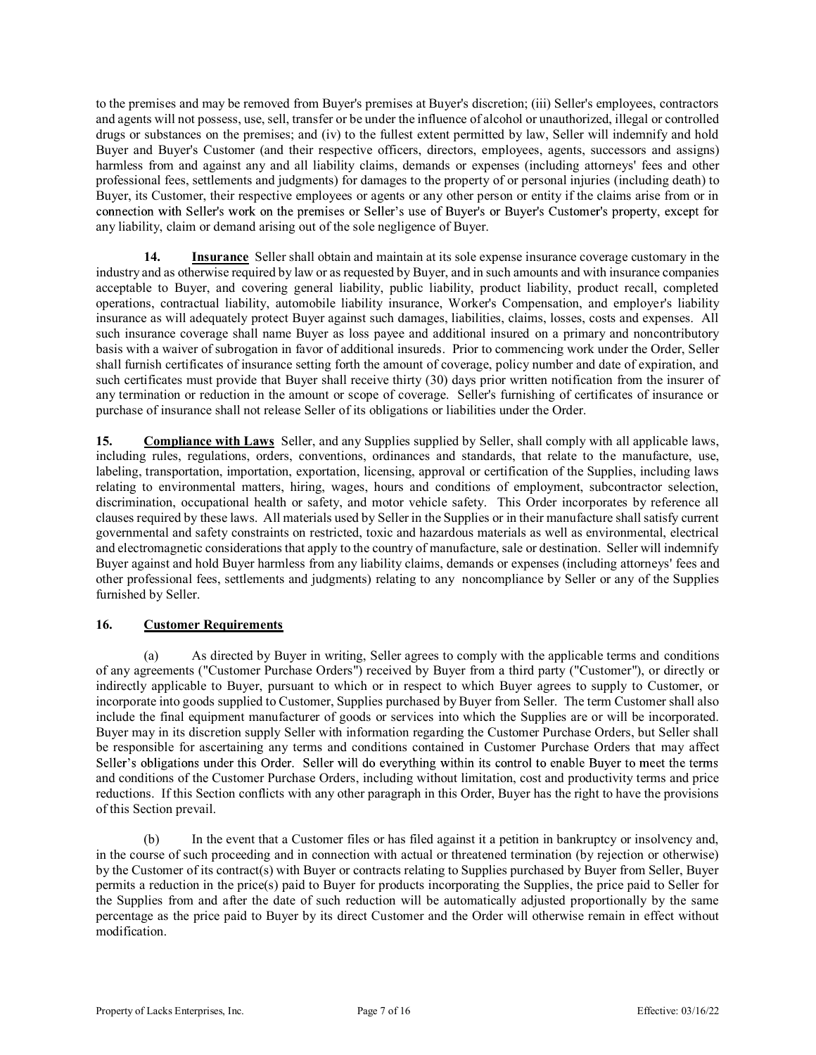to the premises and may be removed from Buyer's premises at Buyer's discretion; (iii) Seller's employees, contractors and agents will not possess, use, sell, transfer or be under the influence of alcohol or unauthorized, illegal or controlled drugs or substances on the premises; and (iv) to the fullest extent permitted by law, Seller will indemnify and hold Buyer and Buyer's Customer (and their respective officers, directors, employees, agents, successors and assigns) harmless from and against any and all liability claims, demands or expenses (including attorneys' fees and other professional fees, settlements and judgments) for damages to the property of or personal injuries (including death) to Buyer, its Customer, their respective employees or agents or any other person or entity if the claims arise from or in connection with Seller's work on the premises or Seller's use of Buyer's or Buyer's Customer's property, except for any liability, claim or demand arising out of the sole negligence of Buyer.

**14. Insurance** Seller shall obtain and maintain at its sole expense insurance coverage customary in the industry and as otherwise required by law or as requested by Buyer, and in such amounts and with insurance companies acceptable to Buyer, and covering general liability, public liability, product liability, product recall, completed operations, contractual liability, automobile liability insurance, Worker's Compensation, and employer's liability insurance as will adequately protect Buyer against such damages, liabilities, claims, losses, costs and expenses. All such insurance coverage shall name Buyer as loss payee and additional insured on a primary and noncontributory basis with a waiver of subrogation in favor of additional insureds. Prior to commencing work under the Order, Seller shall furnish certificates of insurance setting forth the amount of coverage, policy number and date of expiration, and such certificates must provide that Buyer shall receive thirty (30) days prior written notification from the insurer of any termination or reduction in the amount or scope of coverage. Seller's furnishing of certificates of insurance or purchase of insurance shall not release Seller of its obligations or liabilities under the Order.

**15. Compliance with Laws** Seller, and any Supplies supplied by Seller, shall comply with all applicable laws, including rules, regulations, orders, conventions, ordinances and standards, that relate to the manufacture, use, labeling, transportation, importation, exportation, licensing, approval or certification of the Supplies, including laws relating to environmental matters, hiring, wages, hours and conditions of employment, subcontractor selection, discrimination, occupational health or safety, and motor vehicle safety. This Order incorporates by reference all clauses required by these laws. All materials used by Seller in the Supplies or in their manufacture shall satisfy current governmental and safety constraints on restricted, toxic and hazardous materials as well as environmental, electrical and electromagnetic considerations that apply to the country of manufacture, sale or destination. Seller will indemnify Buyer against and hold Buyer harmless from any liability claims, demands or expenses (including attorneys' fees and other professional fees, settlements and judgments) relating to any noncompliance by Seller or any of the Supplies furnished by Seller.

**16. Customer Requirements**

(a) As directed by Buyer in writing, Seller agrees to comply with the applicable terms and conditions of any agreements ("Customer Purchase Orders") received by Buyer from a third party ("Customer"), or directly or indirectly applicable to Buyer, pursuant to which or in respect to which Buyer agrees to supply to Customer, or incorporate into goods supplied to Customer, Supplies purchased by Buyer from Seller. The term Customer shall also include the final equipment manufacturer of goods or services into which the Supplies are or will be incorporated. Buyer may in its discretion supply Seller with information regarding the Customer Purchase Orders, but Seller shall be responsible for ascertaining any terms and conditions contained in Customer Purchase Orders that may affect Seller's obligations under this Order. Seller will do everything within its control to enable Buyer to meet the terms and conditions of the Customer Purchase Orders, including without limitation, cost and productivity terms and price reductions. If this Section conflicts with any other paragraph in this Order, Buyer has the right to have the provisions of this Section prevail.

(b) In the event that a Customer files or has filed against it a petition in bankruptcy or insolvency and, in the course of such proceeding and in connection with actual or threatened termination (by rejection or otherwise) by the Customer of its contract(s) with Buyer or contracts relating to Supplies purchased by Buyer from Seller, Buyer permits a reduction in the price(s) paid to Buyer for products incorporating the Supplies, the price paid to Seller for the Supplies from and after the date of such reduction will be automatically adjusted proportionally by the same percentage as the price paid to Buyer by its direct Customer and the Order will otherwise remain in effect without modification.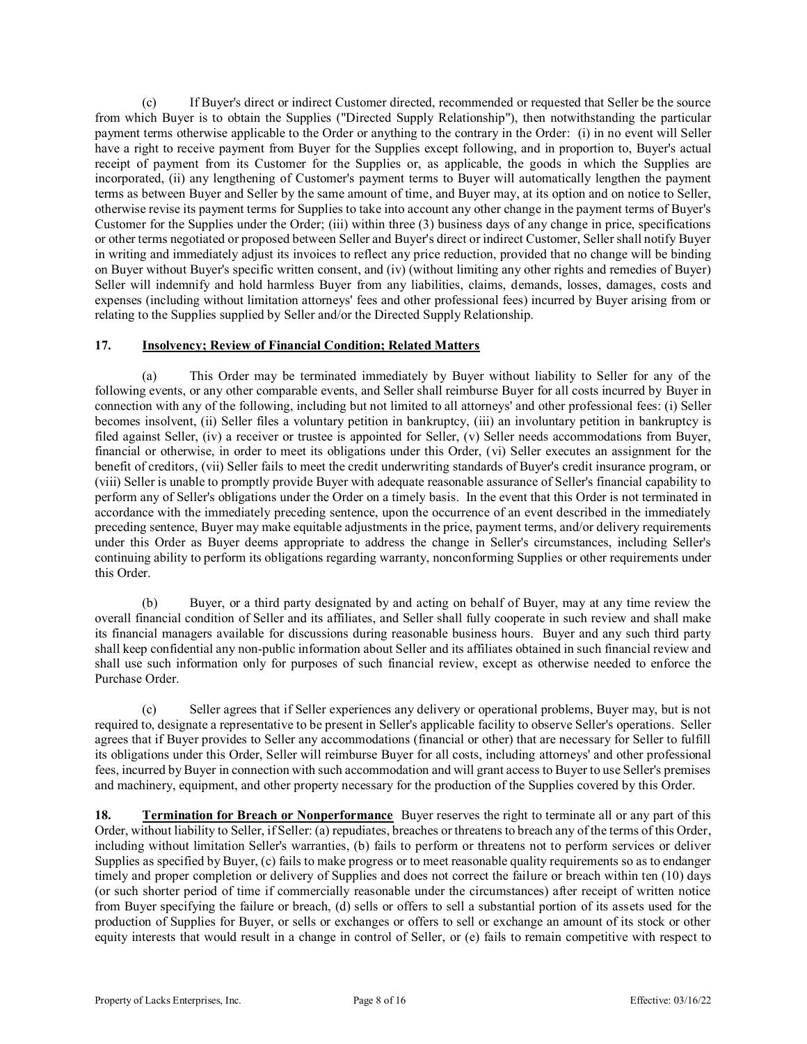(c) If Buyer's direct or indirect Customer directed, recommended or requested that Seller be the source from which Buyer is to obtain the Supplies ("Directed Supply Relationship"), then notwithstanding the particular payment terms otherwise applicable to the Order or anything to the contrary in the Order: (i) in no event will Seller have a right to receive payment from Buyer for the Supplies except following, and in proportion to, Buyer's actual receipt of payment from its Customer for the Supplies or, as applicable, the goods in which the Supplies are incorporated, (ii) any lengthening of Customer's payment terms to Buyer will automatically lengthen the payment terms as between Buyer and Seller by the same amount of time, and Buyer may, at its option and on notice to Seller, otherwise revise its payment terms for Supplies to take into account any other change in the payment terms of Buyer's Customer for the Supplies under the Order; (iii) within three (3) business days of any change in price, specifications or other terms negotiated or proposed between Seller and Buyer's direct or indirect Customer, Seller shall notify Buyer in writing and immediately adjust its invoices to reflect any price reduction, provided that no change will be binding on Buyer without Buyer's specific written consent, and (iv) (without limiting any other rights and remedies of Buyer) Seller will indemnify and hold harmless Buyer from any liabilities, claims, demands, losses, damages, costs and expenses (including without limitation attorneys' fees and other professional fees) incurred by Buyer arising from or relating to the Supplies supplied by Seller and/or the Directed Supply Relationship.

**17. Insolvency; Review of Financial Condition; Related Matters**

(a) This Order may be terminated immediately by Buyer without liability to Seller for any of the following events, or any other comparable events, and Seller shall reimburse Buyer for all costs incurred by Buyer in connection with any of the following, including but not limited to all attorneys' and other professional fees: (i) Seller becomes insolvent, (ii) Seller files a voluntary petition in bankruptcy, (iii) an involuntary petition in bankruptcy is filed against Seller, (iv) a receiver or trustee is appointed for Seller, (v) Seller needs accommodations from Buyer, financial or otherwise, in order to meet its obligations under this Order, (vi) Seller executes an assignment for the benefit of creditors, (vii) Seller fails to meet the credit underwriting standards of Buyer's credit insurance program, or (viii) Seller is unable to promptly provide Buyer with adequate reasonable assurance of Seller's financial capability to perform any of Seller's obligations under the Order on a timely basis. In the event that this Order is not terminated in accordance with the immediately preceding sentence, upon the occurrence of an event described in the immediately preceding sentence, Buyer may make equitable adjustments in the price, payment terms, and/or delivery requirements under this Order as Buyer deems appropriate to address the change in Seller's circumstances, including Seller's continuing ability to perform its obligations regarding warranty, nonconforming Supplies or other requirements under this Order.

(b) Buyer, or a third party designated by and acting on behalf of Buyer, may at any time review the overall financial condition of Seller and its affiliates, and Seller shall fully cooperate in such review and shall make its financial managers available for discussions during reasonable business hours. Buyer and any such third party shall keep confidential any non-public information about Seller and its affiliates obtained in such financial review and shall use such information only for purposes of such financial review, except as otherwise needed to enforce the Purchase Order.

(c) Seller agrees that if Seller experiences any delivery or operational problems, Buyer may, but is not required to, designate a representative to be present in Seller's applicable facility to observe Seller's operations. Seller agrees that if Buyer provides to Seller any accommodations (financial or other) that are necessary for Seller to fulfill its obligations under this Order, Seller will reimburse Buyer for all costs, including attorneys' and other professional fees, incurred by Buyer in connection with such accommodation and will grant access to Buyer to use Seller's premises and machinery, equipment, and other property necessary for the production of the Supplies covered by this Order.

**18. Termination for Breach or Nonperformance** Buyer reserves the right to terminate all or any part of this Order, without liability to Seller, if Seller: (a) repudiates, breaches or threatens to breach any of the terms of this Order, including without limitation Seller's warranties, (b) fails to perform or threatens not to perform services or deliver Supplies as specified by Buyer, (c) fails to make progress or to meet reasonable quality requirements so as to endanger timely and proper completion or delivery of Supplies and does not correct the failure or breach within ten (10) days (or such shorter period of time if commercially reasonable under the circumstances) after receipt of written notice from Buyer specifying the failure or breach, (d) sells or offers to sell a substantial portion of its assets used for the production of Supplies for Buyer, or sells or exchanges or offers to sell or exchange an amount of its stock or other equity interests that would result in a change in control of Seller, or (e) fails to remain competitive with respect to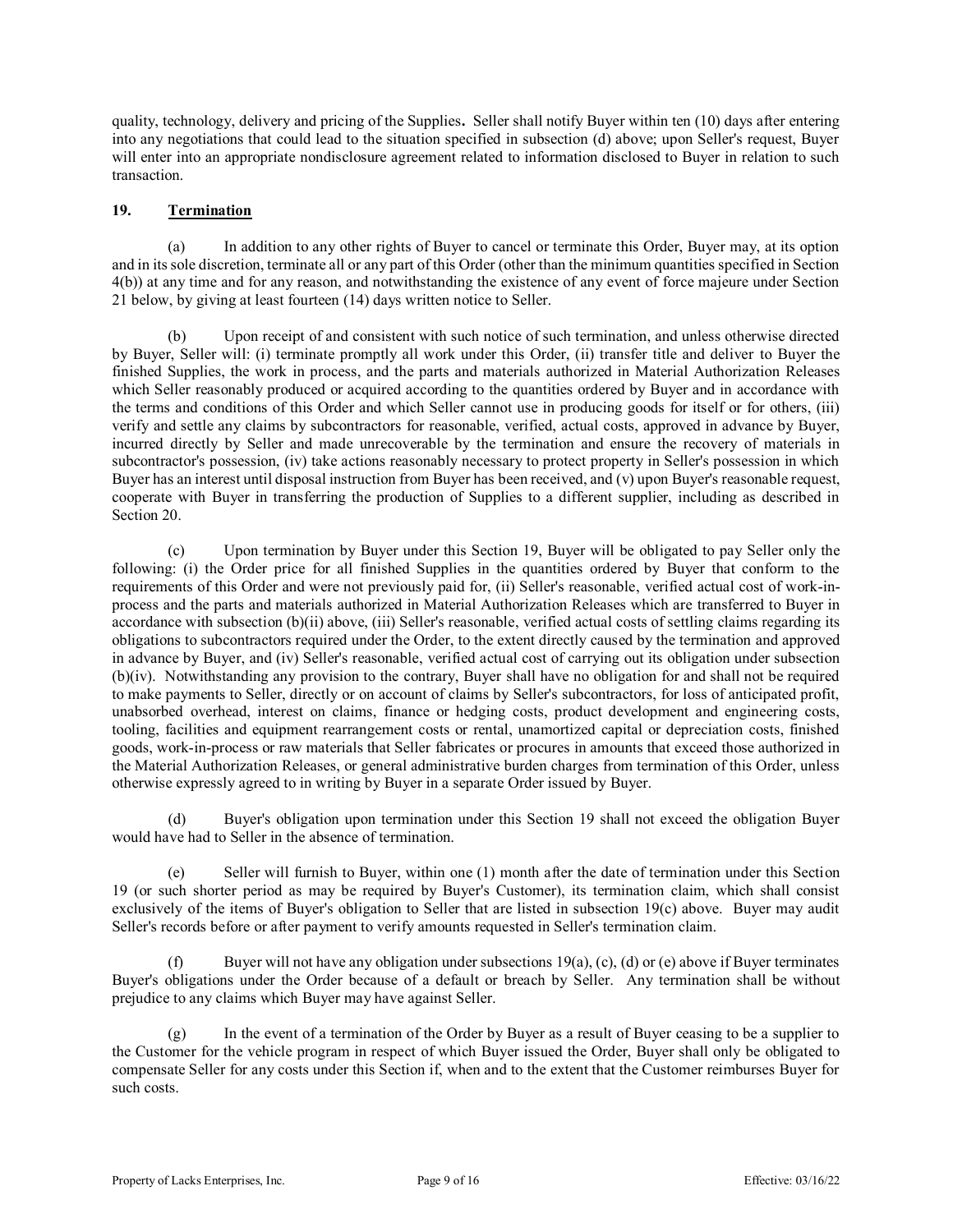quality, technology, delivery and pricing of the Supplies**.** Seller shall notify Buyer within ten (10) days after entering into any negotiations that could lead to the situation specified in subsection (d) above; upon Seller's request, Buyer will enter into an appropriate nondisclosure agreement related to information disclosed to Buyer in relation to such transaction.

## 19. Termination

(a) In addition to any other rights of Buyer to cancel or terminate this Order, Buyer may, at its option and in its sole discretion, terminate all or any part of this Order (other than the minimum quantities specified in Section 4(b)) at any time and for any reason, and notwithstanding the existence of any event of force majeure under Section 21 below, by giving at least fourteen (14) days written notice to Seller.

(b) Upon receipt of and consistent with such notice of such termination, and unless otherwise directed by Buyer, Seller will: (i) terminate promptly all work under this Order, (ii) transfer title and deliver to Buyer the finished Supplies, the work in process, and the parts and materials authorized in Material Authorization Releases which Seller reasonably produced or acquired according to the quantities ordered by Buyer and in accordance with the terms and conditions of this Order and which Seller cannot use in producing goods for itself or for others, (iii) verify and settle any claims by subcontractors for reasonable, verified, actual costs, approved in advance by Buyer, incurred directly by Seller and made unrecoverable by the termination and ensure the recovery of materials in subcontractor's possession, (iv) take actions reasonably necessary to protect property in Seller's possession in which Buyer has an interest until disposal instruction from Buyer has been received, and (v) upon Buyer's reasonable request, cooperate with Buyer in transferring the production of Supplies to a different supplier, including as described in Section 20.

(c) Upon termination by Buyer under this Section 19, Buyer will be obligated to pay Seller only the following: (i) the Order price for all finished Supplies in the quantities ordered by Buyer that conform to the requirements of this Order and were not previously paid for, (ii) Seller's reasonable, verified actual cost of work-in-process and the parts and materials authorized in Material Authorization Releases which are transferred to Buyer in accordance with subsection (b)(ii) above, (iii) Seller's reasonable, verified actual costs of settling claims regarding its obligations to subcontractors required under the Order, to the extent directly caused by the termination and approved in advance by Buyer, and (iv) Seller's reasonable, verified actual cost of carrying out its obligation under subsection (b)(iv). Notwithstanding any provision to the contrary, Buyer shall have no obligation for and shall not be required to make payments to Seller, directly or on account of claims by Seller's subcontractors, for loss of anticipated profit, unabsorbed overhead, interest on claims, finance or hedging costs, product development and engineering costs, tooling, facilities and equipment rearrangement costs or rental, unamortized capital or depreciation costs, finished goods, work-in-process or raw materials that Seller fabricates or procures in amounts that exceed those authorized in the Material Authorization Releases, or general administrative burden charges from termination of this Order, unless otherwise expressly agreed to in writing by Buyer in a separate Order issued by Buyer.

(d) Buyer's obligation upon termination under this Section 19 shall not exceed the obligation Buyer would have had to Seller in the absence of termination.

(e) Seller will furnish to Buyer, within one (1) month after the date of termination under this Section 19 (or such shorter period as may be required by Buyer's Customer), its termination claim, which shall consist exclusively of the items of Buyer's obligation to Seller that are listed in subsection 19(c) above. Buyer may audit Seller's records before or after payment to verify amounts requested in Seller's termination claim.

(f) Buyer will not have any obligation under subsections 19(a), (c), (d) or (e) above if Buyer terminates Buyer's obligations under the Order because of a default or breach by Seller. Any termination shall be without prejudice to any claims which Buyer may have against Seller.

(g) In the event of a termination of the Order by Buyer as a result of Buyer ceasing to be a supplier to the Customer for the vehicle program in respect of which Buyer issued the Order, Buyer shall only be obligated to compensate Seller for any costs under this Section if, when and to the extent that the Customer reimburses Buyer for such costs.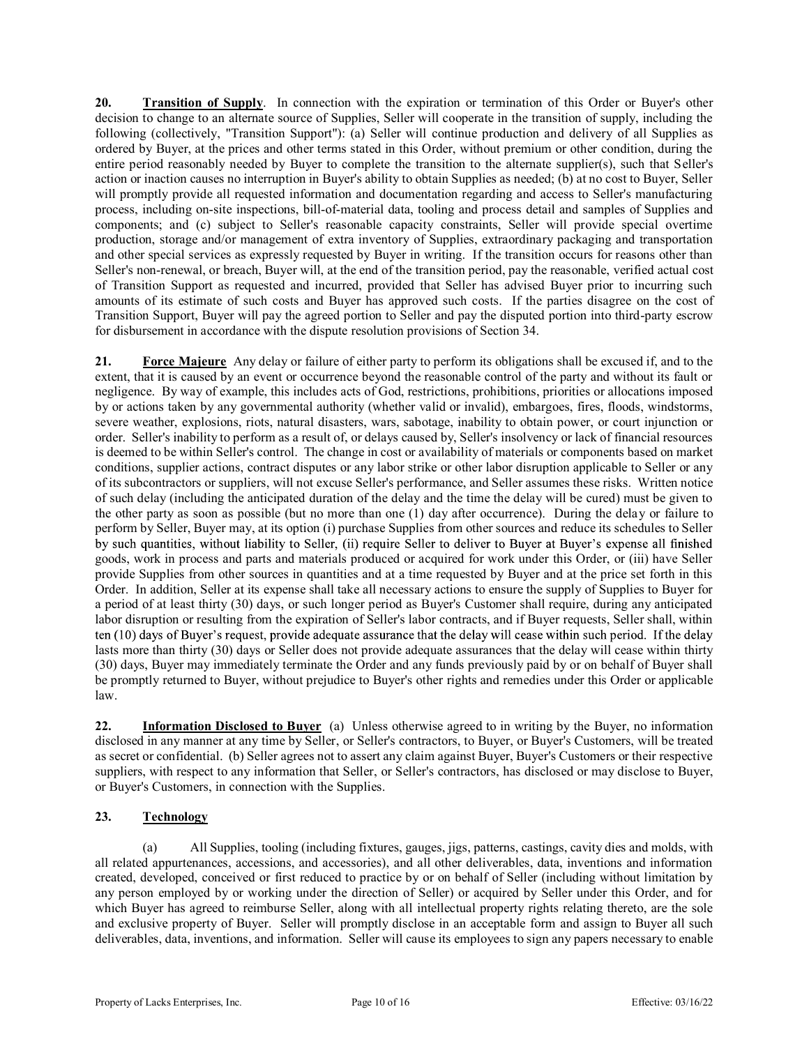**20. Transition of Supply**. In connection with the expiration or termination of this Order or Buyer's other decision to change to an alternate source of Supplies, Seller will cooperate in the transition of supply, including the following (collectively, "Transition Support"): (a) Seller will continue production and delivery of all Supplies as ordered by Buyer, at the prices and other terms stated in this Order, without premium or other condition, during the entire period reasonably needed by Buyer to complete the transition to the alternate supplier(s), such that Seller's action or inaction causes no interruption in Buyer's ability to obtain Supplies as needed; (b) at no cost to Buyer, Seller will promptly provide all requested information and documentation regarding and access to Seller's manufacturing process, including on-site inspections, bill-of-material data, tooling and process detail and samples of Supplies and components; and (c) subject to Seller's reasonable capacity constraints, Seller will provide special overtime production, storage and/or management of extra inventory of Supplies, extraordinary packaging and transportation and other special services as expressly requested by Buyer in writing. If the transition occurs for reasons other than Seller's non-renewal, or breach, Buyer will, at the end of the transition period, pay the reasonable, verified actual cost of Transition Support as requested and incurred, provided that Seller has advised Buyer prior to incurring such amounts of its estimate of such costs and Buyer has approved such costs. If the parties disagree on the cost of Transition Support, Buyer will pay the agreed portion to Seller and pay the disputed portion into third-party escrow for disbursement in accordance with the dispute resolution provisions of Section 34.

**21. Force Majeure** Any delay or failure of either party to perform its obligations shall be excused if, and to the extent, that it is caused by an event or occurrence beyond the reasonable control of the party and without its fault or negligence. By way of example, this includes acts of God, restrictions, prohibitions, priorities or allocations imposed by or actions taken by any governmental authority (whether valid or invalid), embargoes, fires, floods, windstorms, severe weather, explosions, riots, natural disasters, wars, sabotage, inability to obtain power, or court injunction or order. Seller's inability to perform as a result of, or delays caused by, Seller's insolvency or lack of financial resources is deemed to be within Seller's control. The change in cost or availability of materials or components based on market conditions, supplier actions, contract disputes or any labor strike or other labor disruption applicable to Seller or any of its subcontractors or suppliers, will not excuse Seller's performance, and Seller assumes these risks. Written notice of such delay (including the anticipated duration of the delay and the time the delay will be cured) must be given to the other party as soon as possible (but no more than one (1) day after occurrence). During the delay or failure to perform by Seller, Buyer may, at its option (i) purchase Supplies from other sources and reduce its schedules to Seller by such quantities, without liability to Seller, (ii) require Seller to deliver to Buyer at Buyer's expense all finished goods, work in process and parts and materials produced or acquired for work under this Order, or (iii) have Seller provide Supplies from other sources in quantities and at a time requested by Buyer and at the price set forth in this Order. In addition, Seller at its expense shall take all necessary actions to ensure the supply of Supplies to Buyer for a period of at least thirty (30) days, or such longer period as Buyer's Customer shall require, during any anticipated labor disruption or resulting from the expiration of Seller's labor contracts, and if Buyer requests, Seller shall, within ten (10) days of Buyer's request, provide adequate assurance that the delay will cease within such period. If the delay lasts more than thirty (30) days or Seller does not provide adequate assurances that the delay will cease within thirty (30) days, Buyer may immediately terminate the Order and any funds previously paid by or on behalf of Buyer shall be promptly returned to Buyer, without prejudice to Buyer's other rights and remedies under this Order or applicable law.

**22. Information Disclosed to Buyer** (a) Unless otherwise agreed to in writing by the Buyer, no information disclosed in any manner at any time by Seller, or Seller's contractors, to Buyer, or Buyer's Customers, will be treated as secret or confidential. (b) Seller agrees not to assert any claim against Buyer, Buyer's Customers or their respective suppliers, with respect to any information that Seller, or Seller's contractors, has disclosed or may disclose to Buyer, or Buyer's Customers, in connection with the Supplies.

**23. Technology**

(a) All Supplies, tooling (including fixtures, gauges, jigs, patterns, castings, cavity dies and molds, with all related appurtenances, accessions, and accessories), and all other deliverables, data, inventions and information created, developed, conceived or first reduced to practice by or on behalf of Seller (including without limitation by any person employed by or working under the direction of Seller) or acquired by Seller under this Order, and for which Buyer has agreed to reimburse Seller, along with all intellectual property rights relating thereto, are the sole and exclusive property of Buyer. Seller will promptly disclose in an acceptable form and assign to Buyer all such deliverables, data, inventions, and information. Seller will cause its employees to sign any papers necessary to enable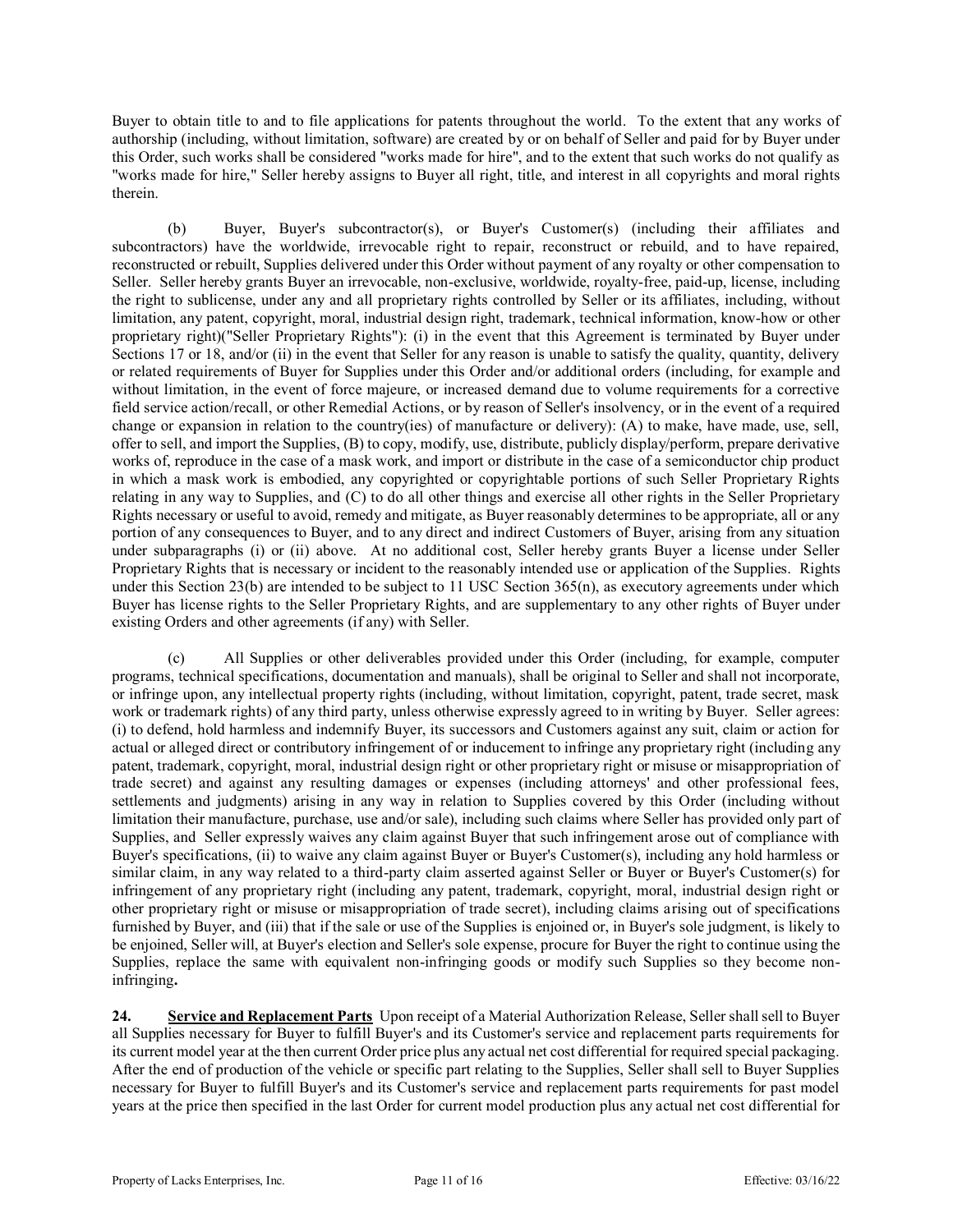Buyer to obtain title to and to file applications for patents throughout the world. To the extent that any works of authorship (including, without limitation, software) are created by or on behalf of Seller and paid for by Buyer under this Order, such works shall be considered "works made for hire", and to the extent that such works do not qualify as "works made for hire," Seller hereby assigns to Buyer all right, title, and interest in all copyrights and moral rights therein.

(b) Buyer, Buyer's subcontractor(s), or Buyer's Customer(s) (including their affiliates and subcontractors) have the worldwide, irrevocable right to repair, reconstruct or rebuild, and to have repaired, reconstructed or rebuilt, Supplies delivered under this Order without payment of any royalty or other compensation to Seller. Seller hereby grants Buyer an irrevocable, non-exclusive, worldwide, royalty-free, paid-up, license, including the right to sublicense, under any and all proprietary rights controlled by Seller or its affiliates, including, without limitation, any patent, copyright, moral, industrial design right, trademark, technical information, know-how or other proprietary right)("Seller Proprietary Rights"): (i) in the event that this Agreement is terminated by Buyer under Sections 17 or 18, and/or (ii) in the event that Seller for any reason is unable to satisfy the quality, quantity, delivery or related requirements of Buyer for Supplies under this Order and/or additional orders (including, for example and without limitation, in the event of force majeure, or increased demand due to volume requirements for a corrective field service action/recall, or other Remedial Actions, or by reason of Seller's insolvency, or in the event of a required change or expansion in relation to the country(ies) of manufacture or delivery): (A) to make, have made, use, sell, offer to sell, and import the Supplies, (B) to copy, modify, use, distribute, publicly display/perform, prepare derivative works of, reproduce in the case of a mask work, and import or distribute in the case of a semiconductor chip product in which a mask work is embodied, any copyrighted or copyrightable portions of such Seller Proprietary Rights relating in any way to Supplies, and (C) to do all other things and exercise all other rights in the Seller Proprietary Rights necessary or useful to avoid, remedy and mitigate, as Buyer reasonably determines to be appropriate, all or any portion of any consequences to Buyer, and to any direct and indirect Customers of Buyer, arising from any situation under subparagraphs (i) or (ii) above. At no additional cost, Seller hereby grants Buyer a license under Seller Proprietary Rights that is necessary or incident to the reasonably intended use or application of the Supplies. Rights under this Section 23(b) are intended to be subject to 11 USC Section 365(n), as executory agreements under which Buyer has license rights to the Seller Proprietary Rights, and are supplementary to any other rights of Buyer under existing Orders and other agreements (if any) with Seller.

(c) All Supplies or other deliverables provided under this Order (including, for example, computer programs, technical specifications, documentation and manuals), shall be original to Seller and shall not incorporate, or infringe upon, any intellectual property rights (including, without limitation, copyright, patent, trade secret, mask work or trademark rights) of any third party, unless otherwise expressly agreed to in writing by Buyer. Seller agrees: (i) to defend, hold harmless and indemnify Buyer, its successors and Customers against any suit, claim or action for actual or alleged direct or contributory infringement of or inducement to infringe any proprietary right (including any patent, trademark, copyright, moral, industrial design right or other proprietary right or misuse or misappropriation of trade secret) and against any resulting damages or expenses (including attorneys' and other professional fees, settlements and judgments) arising in any way in relation to Supplies covered by this Order (including without limitation their manufacture, purchase, use and/or sale), including such claims where Seller has provided only part of Supplies, and Seller expressly waives any claim against Buyer that such infringement arose out of compliance with Buyer's specifications, (ii) to waive any claim against Buyer or Buyer's Customer(s), including any hold harmless or similar claim, in any way related to a third-party claim asserted against Seller or Buyer or Buyer's Customer(s) for infringement of any proprietary right (including any patent, trademark, copyright, moral, industrial design right or other proprietary right or misuse or misappropriation of trade secret), including claims arising out of specifications furnished by Buyer, and (iii) that if the sale or use of the Supplies is enjoined or, in Buyer's sole judgment, is likely to be enjoined, Seller will, at Buyer's election and Seller's sole expense, procure for Buyer the right to continue using the Supplies, replace the same with equivalent non-infringing goods or modify such Supplies so they become non-infringing**.**

**24. <u>Service and Replacement Parts</u>** Upon receipt of a Material Authorization Release, Seller shall sell to Buyer all Supplies necessary for Buyer to fulfill Buyer's and its Customer's service and replacement parts requirements for its current model year at the then current Order price plus any actual net cost differential for required special packaging. After the end of production of the vehicle or specific part relating to the Supplies, Seller shall sell to Buyer Supplies necessary for Buyer to fulfill Buyer's and its Customer's service and replacement parts requirements for past model years at the price then specified in the last Order for current model production plus any actual net cost differential for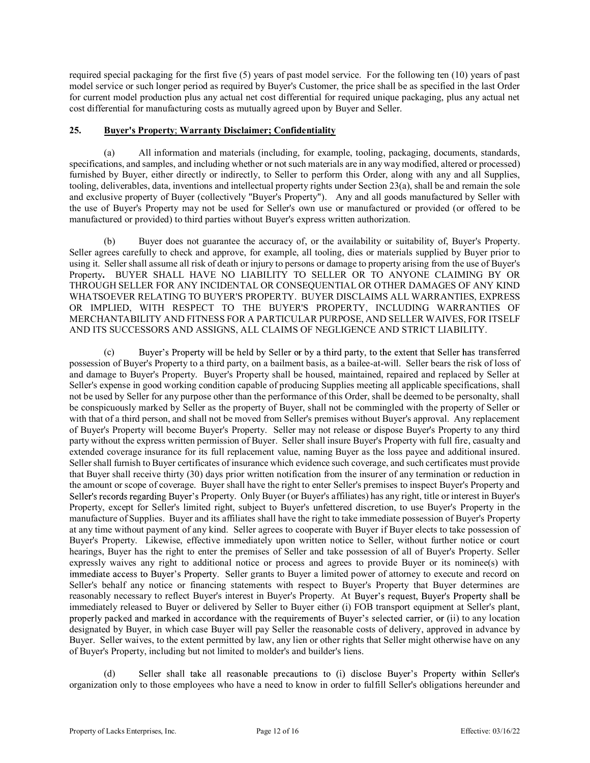required special packaging for the first five (5) years of past model service. For the following ten (10) years of past model service or such longer period as required by Buyer's Customer, the price shall be as specified in the last Order for current model production plus any actual net cost differential for required unique packaging, plus any actual net cost differential for manufacturing costs as mutually agreed upon by Buyer and Seller.

## 25. Buyer's Property; Warranty Disclaimer; Confidentiality

(a) All information and materials (including, for example, tooling, packaging, documents, standards, specifications, and samples, and including whether or not such materials are in any way modified, altered or processed) furnished by Buyer, either directly or indirectly, to Seller to perform this Order, along with any and all Supplies, tooling, deliverables, data, inventions and intellectual property rights under Section 23(a), shall be and remain the sole and exclusive property of Buyer (collectively "Buyer's Property"). Any and all goods manufactured by Seller with the use of Buyer's Property may not be used for Seller's own use or manufactured or provided (or offered to be manufactured or provided) to third parties without Buyer's express written authorization.

(b) Buyer does not guarantee the accuracy of, or the availability or suitability of, Buyer's Property. Seller agrees carefully to check and approve, for example, all tooling, dies or materials supplied by Buyer prior to using it. Seller shall assume all risk of death or injury to persons or damage to property arising from the use of Buyer's Property**.** BUYER SHALL HAVE NO LIABILITY TO SELLER OR TO ANYONE CLAIMING BY OR THROUGH SELLER FOR ANY INCIDENTAL OR CONSEQUENTIAL OR OTHER DAMAGES OF ANY KIND WHATSOEVER RELATING TO BUYER'S PROPERTY. BUYER DISCLAIMS ALL WARRANTIES, EXPRESS OR IMPLIED, WITH RESPECT TO THE BUYER'S PROPERTY, INCLUDING WARRANTIES OF MERCHANTABILITY AND FITNESS FOR A PARTICULAR PURPOSE, AND SELLER WAIVES, FOR ITSELF AND ITS SUCCESSORS AND ASSIGNS, ALL CLAIMS OF NEGLIGENCE AND STRICT LIABILITY.

(c) Buyer's Property will be held by Seller or by a third party, to the extent that Seller has transferred possession of Buyer's Property to a third party, on a bailment basis, as a bailee-at-will. Seller bears the risk of loss of and damage to Buyer's Property. Buyer's Property shall be housed, maintained, repaired and replaced by Seller at Seller's expense in good working condition capable of producing Supplies meeting all applicable specifications, shall not be used by Seller for any purpose other than the performance of this Order, shall be deemed to be personalty, shall be conspicuously marked by Seller as the property of Buyer, shall not be commingled with the property of Seller or with that of a third person, and shall not be moved from Seller's premises without Buyer's approval. Any replacement of Buyer's Property will become Buyer's Property. Seller may not release or dispose Buyer's Property to any third party without the express written permission of Buyer. Seller shall insure Buyer's Property with full fire, casualty and extended coverage insurance for its full replacement value, naming Buyer as the loss payee and additional insured. Seller shall furnish to Buyer certificates of insurance which evidence such coverage, and such certificates must provide that Buyer shall receive thirty (30) days prior written notification from the insurer of any termination or reduction in the amount or scope of coverage. Buyer shall have the right to enter Seller's premises to inspect Buyer's Property and Seller's records regarding Buyer's Property. Only Buyer (or Buyer's affiliates) has any right, title or interest in Buyer's Property, except for Seller's limited right, subject to Buyer's unfettered discretion, to use Buyer's Property in the manufacture of Supplies. Buyer and its affiliates shall have the right to take immediate possession of Buyer's Property at any time without payment of any kind. Seller agrees to cooperate with Buyer if Buyer elects to take possession of Buyer's Property. Likewise, effective immediately upon written notice to Seller, without further notice or court hearings, Buyer has the right to enter the premises of Seller and take possession of all of Buyer's Property. Seller expressly waives any right to additional notice or process and agrees to provide Buyer or its nominee(s) with immediate access to Buyer's Property. Seller grants to Buyer a limited power of attorney to execute and record on Seller's behalf any notice or financing statements with respect to Buyer's Property that Buyer determines are reasonably necessary to reflect Buyer's interest in Buyer's Property. At Buyer's request, Buyer's Property shall be immediately released to Buyer or delivered by Seller to Buyer either (i) FOB transport equipment at Seller's plant, properly packed and marked in accordance with the requirements of Buyer's selected carrier, or (ii) to any location designated by Buyer, in which case Buyer will pay Seller the reasonable costs of delivery, approved in advance by Buyer. Seller waives, to the extent permitted by law, any lien or other rights that Seller might otherwise have on any of Buyer's Property, including but not limited to molder's and builder's liens.

(d) Seller shall take all reasonable precautions to (i) disclose Buyer's Property within Seller's organization only to those employees who have a need to know in order to fulfill Seller's obligations hereunder and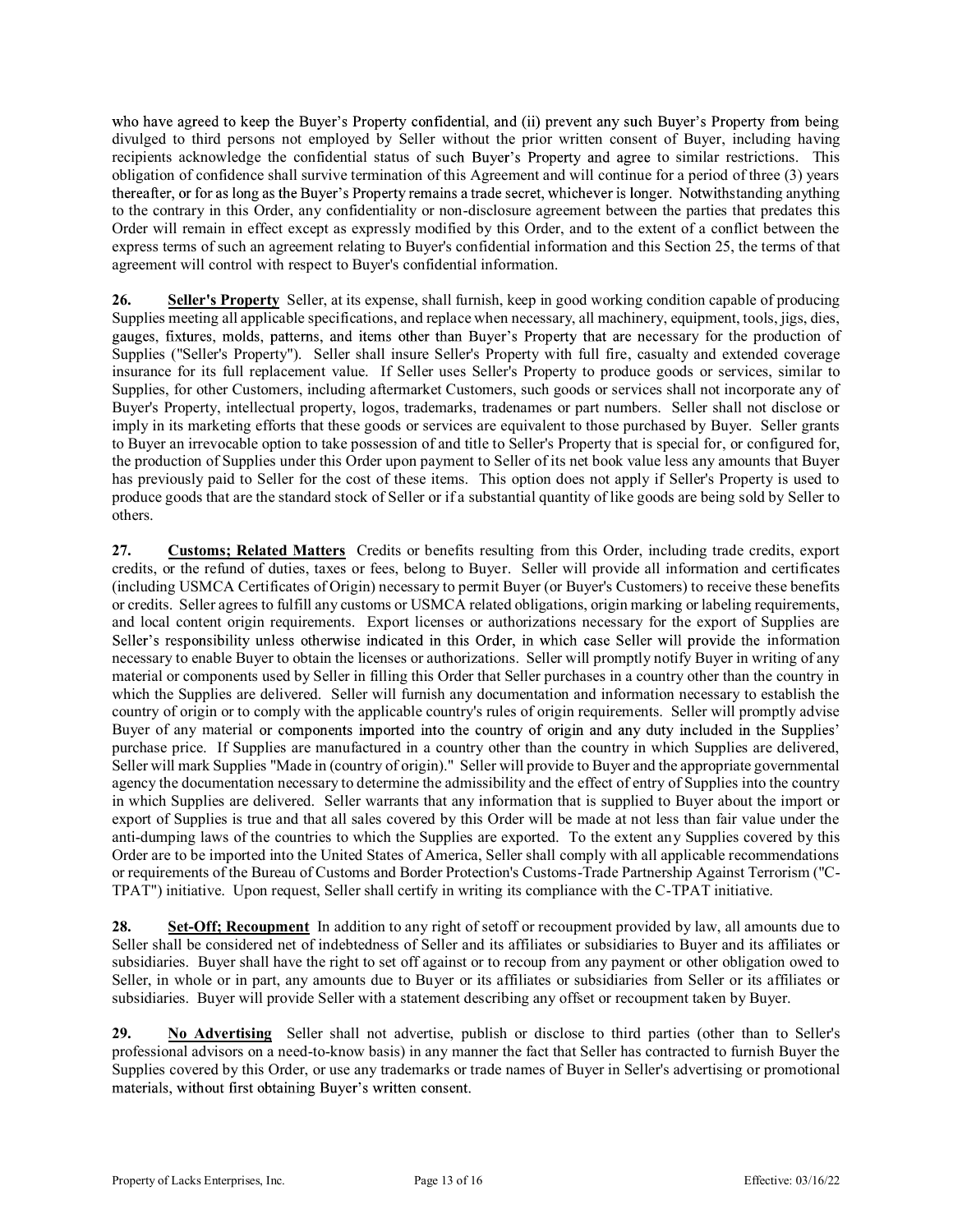who have agreed to keep the Buyer's Property confidential, and (ii) prevent any such Buyer's Property from being divulged to third persons not employed by Seller without the prior written consent of Buyer, including having recipients acknowledge the confidential status of such Buyer's Property and agree to similar restrictions. This obligation of confidence shall survive termination of this Agreement and will continue for a period of three (3) years thereafter, or for as long as the Buyer's Property remains a trade secret, whichever is longer. Notwithstanding anything to the contrary in this Order, any confidentiality or non-disclosure agreement between the parties that predates this Order will remain in effect except as expressly modified by this Order, and to the extent of a conflict between the express terms of such an agreement relating to Buyer's confidential information and this Section 25, the terms of that agreement will control with respect to Buyer's confidential information.

**26. Seller's Property** Seller, at its expense, shall furnish, keep in good working condition capable of producing Supplies meeting all applicable specifications, and replace when necessary, all machinery, equipment, tools, jigs, dies, gauges, fixtures, molds, patterns, and items other than Buyer's Property that are necessary for the production of Supplies ("Seller's Property"). Seller shall insure Seller's Property with full fire, casualty and extended coverage insurance for its full replacement value. If Seller uses Seller's Property to produce goods or services, similar to Supplies, for other Customers, including aftermarket Customers, such goods or services shall not incorporate any of Buyer's Property, intellectual property, logos, trademarks, tradenames or part numbers. Seller shall not disclose or imply in its marketing efforts that these goods or services are equivalent to those purchased by Buyer. Seller grants to Buyer an irrevocable option to take possession of and title to Seller's Property that is special for, or configured for, the production of Supplies under this Order upon payment to Seller of its net book value less any amounts that Buyer has previously paid to Seller for the cost of these items. This option does not apply if Seller's Property is used to produce goods that are the standard stock of Seller or if a substantial quantity of like goods are being sold by Seller to others.

**27. Customs; Related Matters** Credits or benefits resulting from this Order, including trade credits, export credits, or the refund of duties, taxes or fees, belong to Buyer. Seller will provide all information and certificates (including USMCA Certificates of Origin) necessary to permit Buyer (or Buyer's Customers) to receive these benefits or credits. Seller agrees to fulfill any customs or USMCA related obligations, origin marking or labeling requirements, and local content origin requirements. Export licenses or authorizations necessary for the export of Supplies are Seller's responsibility unless otherwise indicated in this Order, in which case Seller will provide the information necessary to enable Buyer to obtain the licenses or authorizations. Seller will promptly notify Buyer in writing of any material or components used by Seller in filling this Order that Seller purchases in a country other than the country in which the Supplies are delivered. Seller will furnish any documentation and information necessary to establish the country of origin or to comply with the applicable country's rules of origin requirements. Seller will promptly advise Buyer of any material or components imported into the country of origin and any duty included in the Supplies' purchase price. If Supplies are manufactured in a country other than the country in which Supplies are delivered, Seller will mark Supplies "Made in (country of origin)." Seller will provide to Buyer and the appropriate governmental agency the documentation necessary to determine the admissibility and the effect of entry of Supplies into the country in which Supplies are delivered. Seller warrants that any information that is supplied to Buyer about the import or export of Supplies is true and that all sales covered by this Order will be made at not less than fair value under the anti-dumping laws of the countries to which the Supplies are exported. To the extent any Supplies covered by this Order are to be imported into the United States of America, Seller shall comply with all applicable recommendations or requirements of the Bureau of Customs and Border Protection's Customs-Trade Partnership Against Terrorism ("C-TPAT") initiative. Upon request, Seller shall certify in writing its compliance with the C-TPAT initiative.

**28. Set-Off; Recoupment** In addition to any right of setoff or recoupment provided by law, all amounts due to Seller shall be considered net of indebtedness of Seller and its affiliates or subsidiaries to Buyer and its affiliates or subsidiaries. Buyer shall have the right to set off against or to recoup from any payment or other obligation owed to Seller, in whole or in part, any amounts due to Buyer or its affiliates or subsidiaries from Seller or its affiliates or subsidiaries. Buyer will provide Seller with a statement describing any offset or recoupment taken by Buyer.

**29. No Advertising** Seller shall not advertise, publish or disclose to third parties (other than to Seller's professional advisors on a need-to-know basis) in any manner the fact that Seller has contracted to furnish Buyer the Supplies covered by this Order, or use any trademarks or trade names of Buyer in Seller's advertising or promotional materials, without first obtaining Buyer's written consent.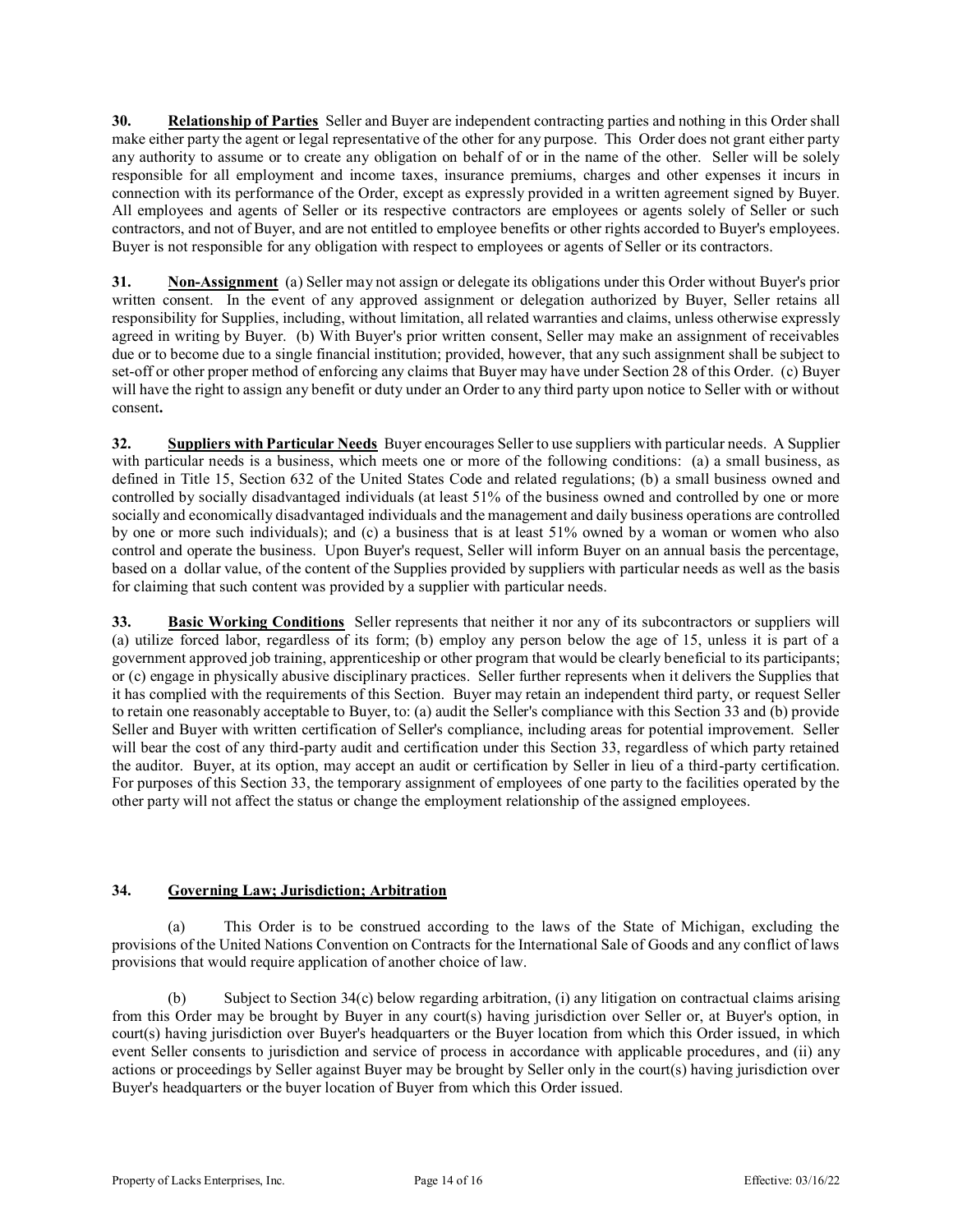**30. Relationship of Parties** Seller and Buyer are independent contracting parties and nothing in this Order shall make either party the agent or legal representative of the other for any purpose. This Order does not grant either party any authority to assume or to create any obligation on behalf of or in the name of the other. Seller will be solely responsible for all employment and income taxes, insurance premiums, charges and other expenses it incurs in connection with its performance of the Order, except as expressly provided in a written agreement signed by Buyer. All employees and agents of Seller or its respective contractors are employees or agents solely of Seller or such contractors, and not of Buyer, and are not entitled to employee benefits or other rights accorded to Buyer's employees. Buyer is not responsible for any obligation with respect to employees or agents of Seller or its contractors.

**31. Non-Assignment** (a) Seller may not assign or delegate its obligations under this Order without Buyer's prior written consent. In the event of any approved assignment or delegation authorized by Buyer, Seller retains all responsibility for Supplies, including, without limitation, all related warranties and claims, unless otherwise expressly agreed in writing by Buyer. (b) With Buyer's prior written consent, Seller may make an assignment of receivables due or to become due to a single financial institution; provided, however, that any such assignment shall be subject to set-off or other proper method of enforcing any claims that Buyer may have under Section 28 of this Order. (c) Buyer will have the right to assign any benefit or duty under an Order to any third party upon notice to Seller with or without consent**.**

**32. Suppliers with Particular Needs** Buyer encourages Seller to use suppliers with particular needs. A Supplier with particular needs is a business, which meets one or more of the following conditions: (a) a small business, as defined in Title 15, Section 632 of the United States Code and related regulations; (b) a small business owned and controlled by socially disadvantaged individuals (at least 51% of the business owned and controlled by one or more socially and economically disadvantaged individuals and the management and daily business operations are controlled by one or more such individuals); and (c) a business that is at least 51% owned by a woman or women who also control and operate the business. Upon Buyer's request, Seller will inform Buyer on an annual basis the percentage, based on a dollar value, of the content of the Supplies provided by suppliers with particular needs as well as the basis for claiming that such content was provided by a supplier with particular needs.

**33. Basic Working Conditions** Seller represents that neither it nor any of its subcontractors or suppliers will (a) utilize forced labor, regardless of its form; (b) employ any person below the age of 15, unless it is part of a government approved job training, apprenticeship or other program that would be clearly beneficial to its participants; or (c) engage in physically abusive disciplinary practices. Seller further represents when it delivers the Supplies that it has complied with the requirements of this Section. Buyer may retain an independent third party, or request Seller to retain one reasonably acceptable to Buyer, to: (a) audit the Seller's compliance with this Section 33 and (b) provide Seller and Buyer with written certification of Seller's compliance, including areas for potential improvement. Seller will bear the cost of any third-party audit and certification under this Section 33, regardless of which party retained the auditor. Buyer, at its option, may accept an audit or certification by Seller in lieu of a third-party certification. For purposes of this Section 33, the temporary assignment of employees of one party to the facilities operated by the other party will not affect the status or change the employment relationship of the assigned employees.

**34. Governing Law; Jurisdiction; Arbitration**

(a) This Order is to be construed according to the laws of the State of Michigan, excluding the provisions of the United Nations Convention on Contracts for the International Sale of Goods and any conflict of laws provisions that would require application of another choice of law.

(b) Subject to Section 34(c) below regarding arbitration, (i) any litigation on contractual claims arising from this Order may be brought by Buyer in any court(s) having jurisdiction over Seller or, at Buyer's option, in court(s) having jurisdiction over Buyer's headquarters or the Buyer location from which this Order issued, in which event Seller consents to jurisdiction and service of process in accordance with applicable procedures, and (ii) any actions or proceedings by Seller against Buyer may be brought by Seller only in the court(s) having jurisdiction over Buyer's headquarters or the buyer location of Buyer from which this Order issued.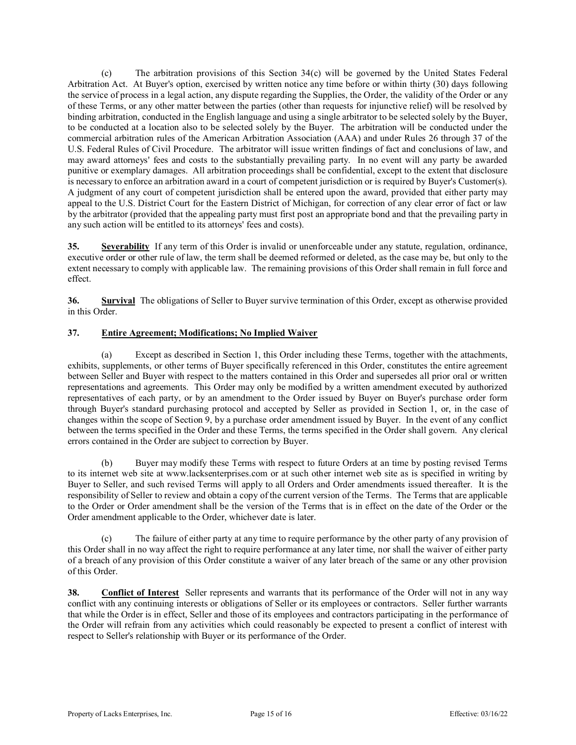(c) The arbitration provisions of this Section 34(c) will be governed by the United States Federal Arbitration Act. At Buyer's option, exercised by written notice any time before or within thirty (30) days following the service of process in a legal action, any dispute regarding the Supplies, the Order, the validity of the Order or any of these Terms, or any other matter between the parties (other than requests for injunctive relief) will be resolved by binding arbitration, conducted in the English language and using a single arbitrator to be selected solely by the Buyer, to be conducted at a location also to be selected solely by the Buyer. The arbitration will be conducted under the commercial arbitration rules of the American Arbitration Association (AAA) and under Rules 26 through 37 of the U.S. Federal Rules of Civil Procedure. The arbitrator will issue written findings of fact and conclusions of law, and may award attorneys' fees and costs to the substantially prevailing party. In no event will any party be awarded punitive or exemplary damages. All arbitration proceedings shall be confidential, except to the extent that disclosure is necessary to enforce an arbitration award in a court of competent jurisdiction or is required by Buyer's Customer(s). A judgment of any court of competent jurisdiction shall be entered upon the award, provided that either party may appeal to the U.S. District Court for the Eastern District of Michigan, for correction of any clear error of fact or law by the arbitrator (provided that the appealing party must first post an appropriate bond and that the prevailing party in any such action will be entitled to its attorneys' fees and costs).

**35. Severability** If any term of this Order is invalid or unenforceable under any statute, regulation, ordinance, executive order or other rule of law, the term shall be deemed reformed or deleted, as the case may be, but only to the extent necessary to comply with applicable law. The remaining provisions of this Order shall remain in full force and effect.

**36. Survival** The obligations of Seller to Buyer survive termination of this Order, except as otherwise provided in this Order.

**37. Entire Agreement; Modifications; No Implied Waiver**

(a) Except as described in Section 1, this Order including these Terms, together with the attachments, exhibits, supplements, or other terms of Buyer specifically referenced in this Order, constitutes the entire agreement between Seller and Buyer with respect to the matters contained in this Order and supersedes all prior oral or written representations and agreements. This Order may only be modified by a written amendment executed by authorized representatives of each party, or by an amendment to the Order issued by Buyer on Buyer's purchase order form through Buyer's standard purchasing protocol and accepted by Seller as provided in Section 1, or, in the case of changes within the scope of Section 9, by a purchase order amendment issued by Buyer. In the event of any conflict between the terms specified in the Order and these Terms, the terms specified in the Order shall govern. Any clerical errors contained in the Order are subject to correction by Buyer.

(b) Buyer may modify these Terms with respect to future Orders at an time by posting revised Terms to its internet web site at www.lacksenterprises.com or at such other internet web site as is specified in writing by Buyer to Seller, and such revised Terms will apply to all Orders and Order amendments issued thereafter. It is the responsibility of Seller to review and obtain a copy of the current version of the Terms. The Terms that are applicable to the Order or Order amendment shall be the version of the Terms that is in effect on the date of the Order or the Order amendment applicable to the Order, whichever date is later.

(c) The failure of either party at any time to require performance by the other party of any provision of this Order shall in no way affect the right to require performance at any later time, nor shall the waiver of either party of a breach of any provision of this Order constitute a waiver of any later breach of the same or any other provision of this Order.

**38. Conflict of Interest** Seller represents and warrants that its performance of the Order will not in any way conflict with any continuing interests or obligations of Seller or its employees or contractors. Seller further warrants that while the Order is in effect, Seller and those of its employees and contractors participating in the performance of the Order will refrain from any activities which could reasonably be expected to present a conflict of interest with respect to Seller's relationship with Buyer or its performance of the Order.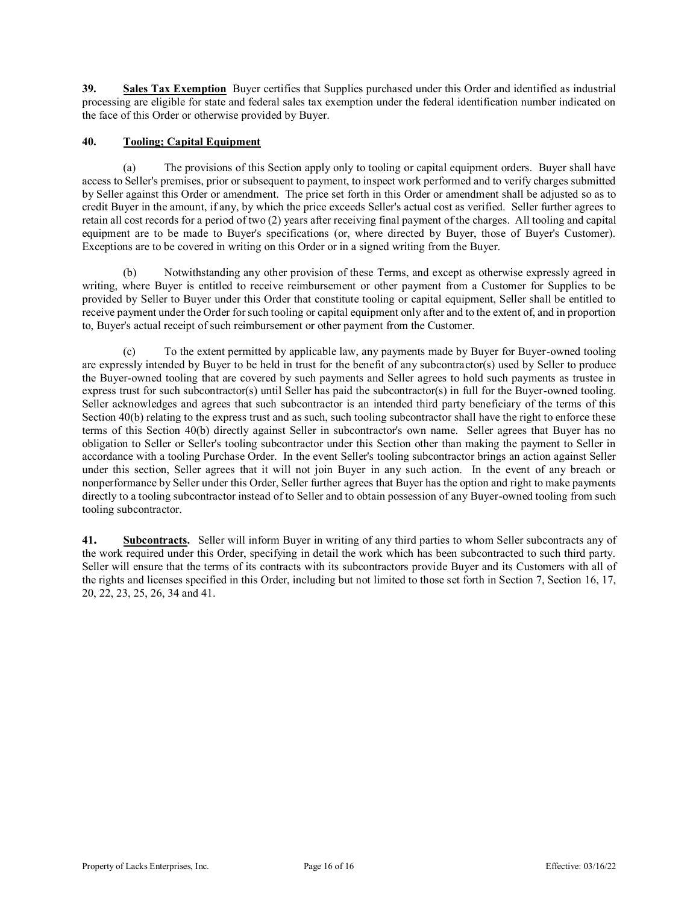**39. Sales Tax Exemption** Buyer certifies that Supplies purchased under this Order and identified as industrial processing are eligible for state and federal sales tax exemption under the federal identification number indicated on the face of this Order or otherwise provided by Buyer.

**40. Tooling; Capital Equipment**

(a) The provisions of this Section apply only to tooling or capital equipment orders. Buyer shall have access to Seller's premises, prior or subsequent to payment, to inspect work performed and to verify charges submitted by Seller against this Order or amendment. The price set forth in this Order or amendment shall be adjusted so as to credit Buyer in the amount, if any, by which the price exceeds Seller's actual cost as verified. Seller further agrees to retain all cost records for a period of two (2) years after receiving final payment of the charges. All tooling and capital equipment are to be made to Buyer's specifications (or, where directed by Buyer, those of Buyer's Customer). Exceptions are to be covered in writing on this Order or in a signed writing from the Buyer.

(b) Notwithstanding any other provision of these Terms, and except as otherwise expressly agreed in writing, where Buyer is entitled to receive reimbursement or other payment from a Customer for Supplies to be provided by Seller to Buyer under this Order that constitute tooling or capital equipment, Seller shall be entitled to receive payment under the Order for such tooling or capital equipment only after and to the extent of, and in proportion to, Buyer's actual receipt of such reimbursement or other payment from the Customer.

(c) To the extent permitted by applicable law, any payments made by Buyer for Buyer-owned tooling are expressly intended by Buyer to be held in trust for the benefit of any subcontractor(s) used by Seller to produce the Buyer-owned tooling that are covered by such payments and Seller agrees to hold such payments as trustee in express trust for such subcontractor(s) until Seller has paid the subcontractor(s) in full for the Buyer-owned tooling. Seller acknowledges and agrees that such subcontractor is an intended third party beneficiary of the terms of this Section 40(b) relating to the express trust and as such, such tooling subcontractor shall have the right to enforce these terms of this Section 40(b) directly against Seller in subcontractor's own name. Seller agrees that Buyer has no obligation to Seller or Seller's tooling subcontractor under this Section other than making the payment to Seller in accordance with a tooling Purchase Order. In the event Seller's tooling subcontractor brings an action against Seller under this section, Seller agrees that it will not join Buyer in any such action. In the event of any breach or nonperformance by Seller under this Order, Seller further agrees that Buyer has the option and right to make payments directly to a tooling subcontractor instead of to Seller and to obtain possession of any Buyer-owned tooling from such tooling subcontractor.

**41. Subcontracts.** Seller will inform Buyer in writing of any third parties to whom Seller subcontracts any of the work required under this Order, specifying in detail the work which has been subcontracted to such third party. Seller will ensure that the terms of its contracts with its subcontractors provide Buyer and its Customers with all of the rights and licenses specified in this Order, including but not limited to those set forth in Section 7, Section 16, 17, 20, 22, 23, 25, 26, 34 and 41.